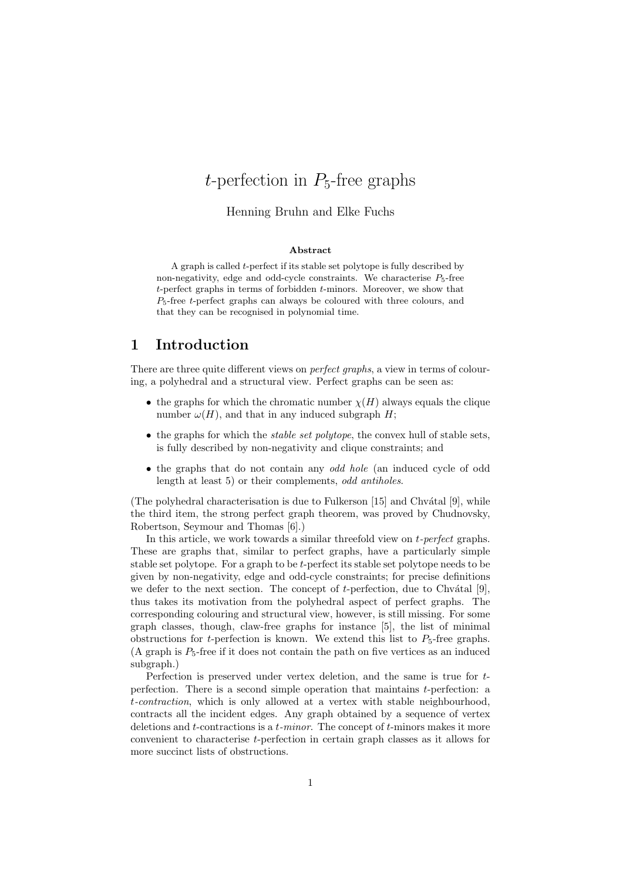# $t$-perfection in $P_5$-free graphs

Henning Bruhn and Elke Fuchs

### Abstract

A graph is called $t$-perfect if its stable set polytope is fully described by non-negativity, edge and odd-cycle constraints. We characterise $P_5$-free $t$-perfect graphs in terms of forbidden $t$-minors. Moreover, we show that $P_5$-free $t$-perfect graphs can always be coloured with three colours, and that they can be recognised in polynomial time.

## 1 Introduction

There are three quite different views on *perfect graphs*, a view in terms of colouring, a polyhedral and a structural view. Perfect graphs can be seen as:

- the graphs for which the chromatic number $\chi(H)$ always equals the clique number $\omega(H)$, and that in any induced subgraph $H$;
- the graphs for which the *stable set polytope*, the convex hull of stable sets, is fully described by non-negativity and clique constraints; and
- the graphs that do not contain any *odd hole* (an induced cycle of odd length at least 5) or their complements, *odd antiholes*.

(The polyhedral characterisation is due to Fulkerson [15] and Chvátal [9], while the third item, the strong perfect graph theorem, was proved by Chudnovsky, Robertson, Seymour and Thomas [6].)

In this article, we work towards a similar threefold view on *t-perfect* graphs. These are graphs that, similar to perfect graphs, have a particularly simple stable set polytope. For a graph to be $t$-perfect its stable set polytope needs to be given by non-negativity, edge and odd-cycle constraints; for precise definitions we defer to the next section. The concept of $t$-perfection, due to Chvátal [9], thus takes its motivation from the polyhedral aspect of perfect graphs. The corresponding colouring and structural view, however, is still missing. For some graph classes, though, claw-free graphs for instance [5], the list of minimal obstructions for $t$-perfection is known. We extend this list to $P_5$-free graphs. (A graph is $P_5$-free if it does not contain the path on five vertices as an induced subgraph.)

Perfection is preserved under vertex deletion, and the same is true for $t$-perfection. There is a second simple operation that maintains $t$-perfection: a *t-contraction*, which is only allowed at a vertex with stable neighbourhood, contracts all the incident edges. Any graph obtained by a sequence of vertex deletions and $t$-contractions is a *t-minor*. The concept of $t$-minors makes it more convenient to characterise $t$-perfection in certain graph classes as it allows for more succinct lists of obstructions.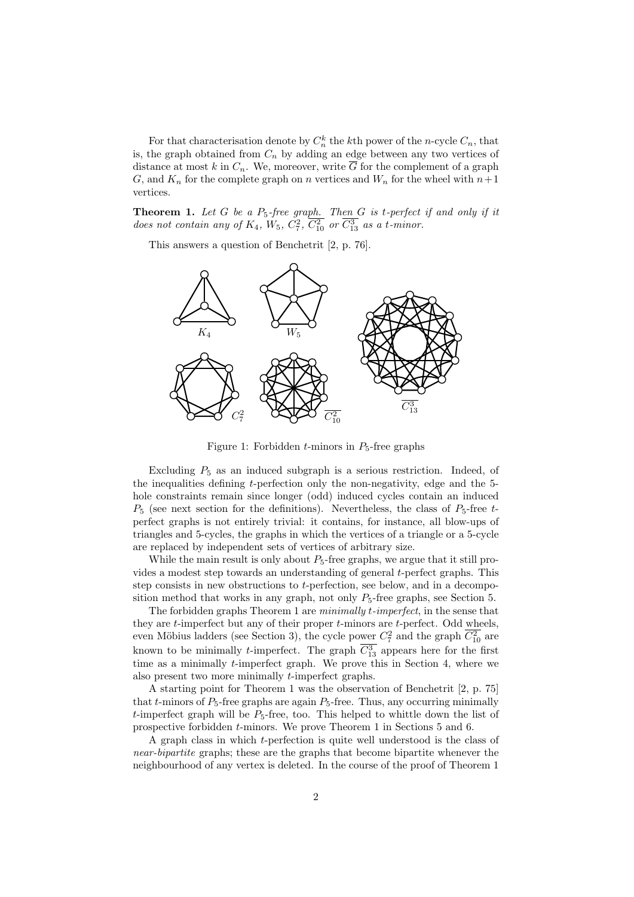For that characterisation denote by $C_n^k$ the $k$th power of the $n$-cycle $C_n$, that is, the graph obtained from $C_n$ by adding an edge between any two vertices of distance at most $k$ in $C_n$. We, moreover, write $\overline{G}$ for the complement of a graph $G$, and $K_n$ for the complete graph on $n$ vertices and $W_n$ for the wheel with $n+1$ vertices.

**Theorem 1.** *Let $G$ be a $P_5$-free graph. Then $G$ is t-perfect if and only if it does not contain any of $K_4$, $W_5$, $C_7^2$, $\overline{C_{10}^2}$ or $\overline{C_{13}^3}$ as a t-minor.*

This answers a question of Benchetrit [2, p. 76].

Figure 1: Forbidden $t$-minors in $P_5$-free graphs

Excluding $P_5$ as an induced subgraph is a serious restriction. Indeed, of the inequalities defining $t$-perfection only the non-negativity, edge and the 5-hole constraints remain since longer (odd) induced cycles contain an induced $P_5$ (see next section for the definitions). Nevertheless, the class of $P_5$-free $t$-perfect graphs is not entirely trivial: it contains, for instance, all blow-ups of triangles and 5-cycles, the graphs in which the vertices of a triangle or a 5-cycle are replaced by independent sets of vertices of arbitrary size.

While the main result is only about $P_5$-free graphs, we argue that it still provides a modest step towards an understanding of general $t$-perfect graphs. This step consists in new obstructions to $t$-perfection, see below, and in a decomposition method that works in any graph, not only $P_5$-free graphs, see Section 5.

The forbidden graphs Theorem 1 are *minimally t-imperfect*, in the sense that they are $t$-imperfect but any of their proper $t$-minors are $t$-perfect. Odd wheels, even Möbius ladders (see Section 3), the cycle power $C_7^2$ and the graph $\overline{C_{10}^2}$ are known to be minimally $t$-imperfect. The graph $\overline{C_{13}^3}$ appears here for the first time as a minimally $t$-imperfect graph. We prove this in Section 4, where we also present two more minimally $t$-imperfect graphs.

A starting point for Theorem 1 was the observation of Benchetrit [2, p. 75] that $t$-minors of $P_5$-free graphs are again $P_5$-free. Thus, any occurring minimally $t$-imperfect graph will be $P_5$-free, too. This helped to whittle down the list of prospective forbidden $t$-minors. We prove Theorem 1 in Sections 5 and 6.

A graph class in which $t$-perfection is quite well understood is the class of *near-bipartite* graphs; these are the graphs that become bipartite whenever the neighbourhood of any vertex is deleted. In the course of the proof of Theorem 1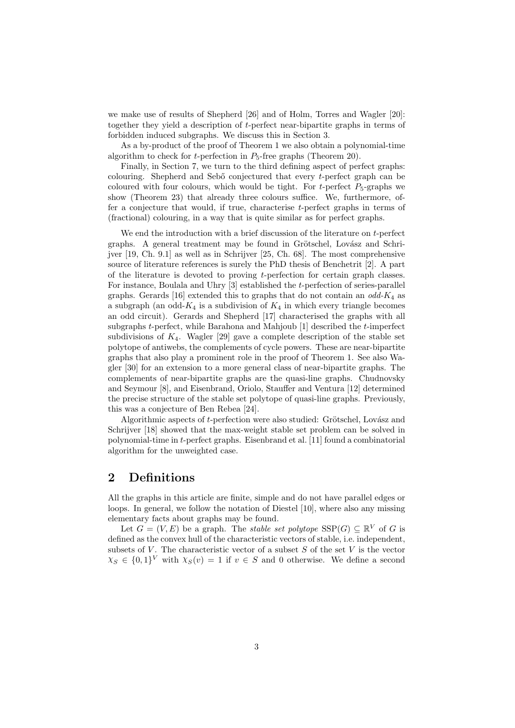we make use of results of Shepherd [26] and of Holm, Torres and Wagler [20]: together they yield a description of $t$-perfect near-bipartite graphs in terms of forbidden induced subgraphs. We discuss this in Section 3.

As a by-product of the proof of Theorem 1 we also obtain a polynomial-time algorithm to check for $t$-perfection in $P_5$-free graphs (Theorem 20).

Finally, in Section 7, we turn to the third defining aspect of perfect graphs: colouring. Shepherd and Sebő conjectured that every $t$-perfect graph can be coloured with four colours, which would be tight. For $t$-perfect $P_5$-graphs we show (Theorem 23) that already three colours suffice. We, furthermore, offer a conjecture that would, if true, characterise $t$-perfect graphs in terms of (fractional) colouring, in a way that is quite similar as for perfect graphs.

We end the introduction with a brief discussion of the literature on $t$-perfect graphs. A general treatment may be found in Grötschel, Lovász and Schrijver [19, Ch. 9.1] as well as in Schrijver [25, Ch. 68]. The most comprehensive source of literature references is surely the PhD thesis of Benchetrit [2]. A part of the literature is devoted to proving $t$-perfection for certain graph classes. For instance, Boulala and Uhry [3] established the $t$-perfection of series-parallel graphs. Gerards [16] extended this to graphs that do not contain an *odd*-$K_4$ as a subgraph (an odd-$K_4$ is a subdivision of $K_4$ in which every triangle becomes an odd circuit). Gerards and Shepherd [17] characterised the graphs with all subgraphs $t$-perfect, while Barahona and Mahjoub [1] described the $t$-imperfect subdivisions of $K_4$. Wagler [29] gave a complete description of the stable set polytope of antiwebs, the complements of cycle powers. These are near-bipartite graphs that also play a prominent role in the proof of Theorem 1. See also Wagler [30] for an extension to a more general class of near-bipartite graphs. The complements of near-bipartite graphs are the quasi-line graphs. Chudnovsky and Seymour [8], and Eisenbrand, Oriolo, Stauffer and Ventura [12] determined the precise structure of the stable set polytope of quasi-line graphs. Previously, this was a conjecture of Ben Rebea [24].

Algorithmic aspects of $t$-perfection were also studied: Grötschel, Lovász and Schrijver [18] showed that the max-weight stable set problem can be solved in polynomial-time in $t$-perfect graphs. Eisenbrand et al. [11] found a combinatorial algorithm for the unweighted case.

## 2 Definitions

All the graphs in this article are finite, simple and do not have parallel edges or loops. In general, we follow the notation of Diestel [10], where also any missing elementary facts about graphs may be found.

Let $G = (V, E)$ be a graph. The *stable set polytope* $\mathrm{SSP}(G) \subseteq \mathbb{R}^V$ of $G$ is defined as the convex hull of the characteristic vectors of stable, i.e. independent, subsets of $V$. The characteristic vector of a subset $S$ of the set $V$ is the vector $\chi_S \in \{0,1\}^V$ with $\chi_S(v) = 1$ if $v \in S$ and 0 otherwise. We define a second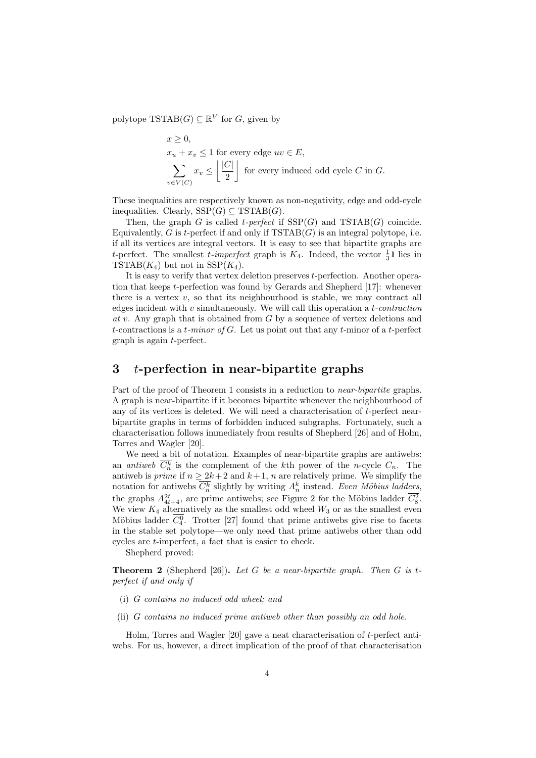polytope $\mathrm{TSTAB}(G) \subseteq \mathbb{R}^V$ for $G$, given by

$$
\begin{aligned}
& x \geq 0, \\
& x_u + x_v \leq 1 \text{ for every edge } uv \in E, \\
& \sum_{v \in V(C)} x_v \leq \left\lfloor \frac{|C|}{2} \right\rfloor \text{ for every induced odd cycle } C \text{ in } G.
\end{aligned}
$$

These inequalities are respectively known as non-negativity, edge and odd-cycle inequalities. Clearly, $\mathrm{SSP}(G) \subseteq \mathrm{TSTAB}(G)$.

Then, the graph $G$ is called *t-perfect* if $\mathrm{SSP}(G)$ and $\mathrm{TSTAB}(G)$ coincide. Equivalently, $G$ is $t$-perfect if and only if $\mathrm{TSTAB}(G)$ is an integral polytope, i.e. if all its vertices are integral vectors. It is easy to see that bipartite graphs are $t$-perfect. The smallest *t-imperfect* graph is $K_4$. Indeed, the vector $\frac{1}{3}\mathbb{1}$ lies in $\mathrm{TSTAB}(K_4)$ but not in $\mathrm{SSP}(K_4)$.

It is easy to verify that vertex deletion preserves $t$-perfection. Another operation that keeps $t$-perfection was found by Gerards and Shepherd [17]: whenever there is a vertex $v$, so that its neighbourhood is stable, we may contract all edges incident with $v$ simultaneously. We will call this operation a *t-contraction at v*. Any graph that is obtained from $G$ by a sequence of vertex deletions and $t$-contractions is a *t-minor of G*. Let us point out that any $t$-minor of a $t$-perfect graph is again $t$-perfect.

## 3 $t$-perfection in near-bipartite graphs

Part of the proof of Theorem 1 consists in a reduction to *near-bipartite* graphs. A graph is near-bipartite if it becomes bipartite whenever the neighbourhood of any of its vertices is deleted. We will need a characterisation of $t$-perfect near-bipartite graphs in terms of forbidden induced subgraphs. Fortunately, such a characterisation follows immediately from results of Shepherd [26] and of Holm, Torres and Wagler [20].

We need a bit of notation. Examples of near-bipartite graphs are antiwebs: an *antiweb* $\overline{C_n^k}$ is the complement of the $k$th power of the $n$-cycle $C_n$. The antiweb is *prime* if $n \geq 2k+2$ and $k+1$, $n$ are relatively prime. We simplify the notation for antiwebs $\overline{C_n^k}$ slightly by writing $A_n^k$ instead. *Even Möbius ladders*, the graphs $A_{4t+4}^{2t}$, are prime antiwebs; see Figure 2 for the Möbius ladder $\overline{C_8^2}$. We view $K_4$ alternatively as the smallest odd wheel $W_3$ or as the smallest even Möbius ladder $\overline{C_4^0}$. Trotter [27] found that prime antiwebs give rise to facets in the stable set polytope—we only need that prime antiwebs other than odd cycles are $t$-imperfect, a fact that is easier to check.

Shepherd proved:

**Theorem 2** (Shepherd [26]). *Let $G$ be a near-bipartite graph. Then $G$ is $t$-perfect if and only if*

- (i) *$G$ contains no induced odd wheel; and*
- (ii) *$G$ contains no induced prime antiweb other than possibly an odd hole.*

Holm, Torres and Wagler [20] gave a neat characterisation of $t$-perfect antiwebs. For us, however, a direct implication of the proof of that characterisation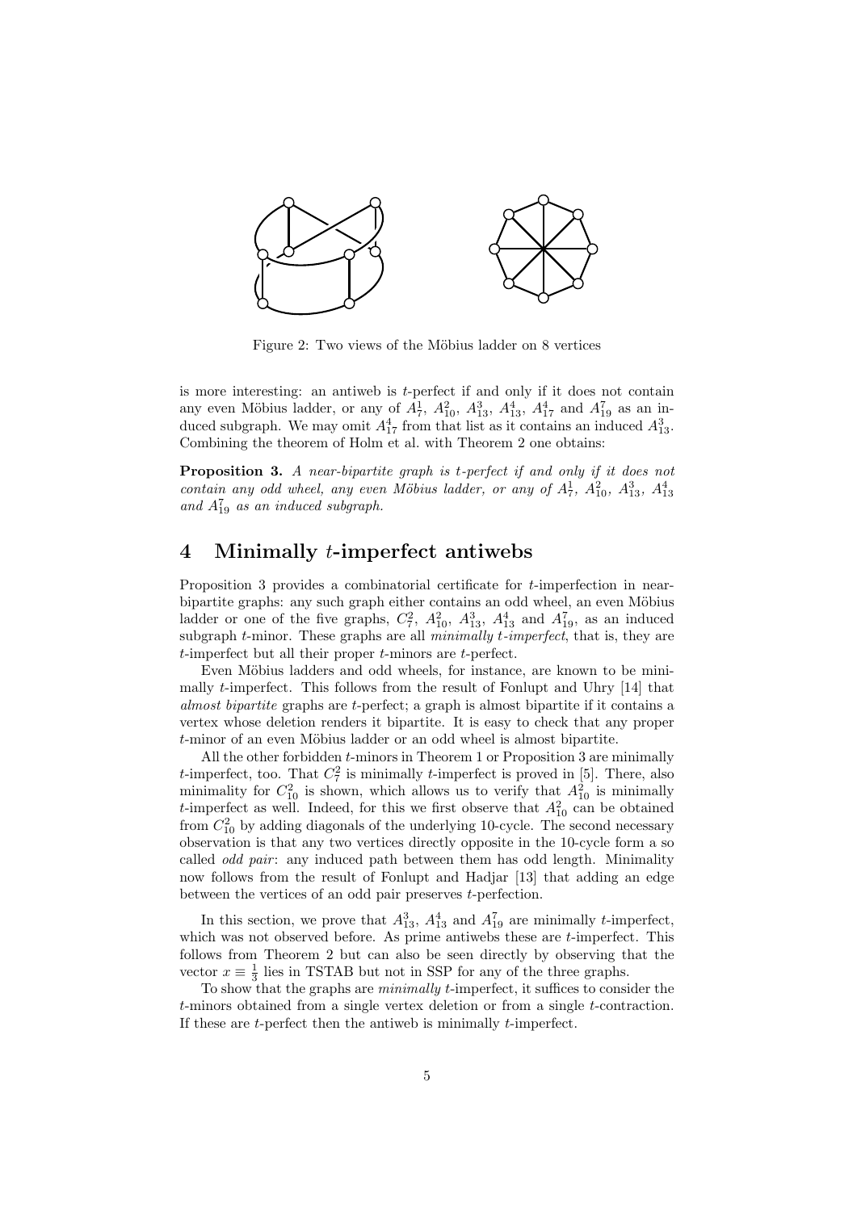Figure 2: Two views of the Möbius ladder on 8 vertices

is more interesting: an antiweb is $t$-perfect if and only if it does not contain any even Möbius ladder, or any of $A^1_7$, $A^2_{10}$, $A^3_{13}$, $A^4_{13}$, $A^4_{17}$ and $A^7_{19}$ as an induced subgraph. We may omit $A^4_{17}$ from that list as it contains an induced $A^3_{13}$. Combining the theorem of Holm et al. with Theorem 2 one obtains:

**Proposition 3.** *A near-bipartite graph is t-perfect if and only if it does not contain any odd wheel, any even Möbius ladder, or any of* $A^1_7$, $A^2_{10}$, $A^3_{13}$, $A^4_{13}$ *and* $A^7_{19}$ *as an induced subgraph.*

## 4 Minimally $t$-imperfect antiwebs

Proposition 3 provides a combinatorial certificate for $t$-imperfection in near-bipartite graphs: any such graph either contains an odd wheel, an even Möbius ladder or one of the five graphs, $C^2_7$, $A^2_{10}$, $A^3_{13}$, $A^4_{13}$ and $A^7_{19}$, as an induced subgraph $t$-minor. These graphs are all *minimally t-imperfect*, that is, they are $t$-imperfect but all their proper $t$-minors are $t$-perfect.

Even Möbius ladders and odd wheels, for instance, are known to be minimally $t$-imperfect. This follows from the result of Fonlupt and Uhry [14] that *almost bipartite* graphs are $t$-perfect; a graph is almost bipartite if it contains a vertex whose deletion renders it bipartite. It is easy to check that any proper $t$-minor of an even Möbius ladder or an odd wheel is almost bipartite.

All the other forbidden $t$-minors in Theorem 1 or Proposition 3 are minimally $t$-imperfect, too. That $C^2_7$ is minimally $t$-imperfect is proved in [5]. There, also minimality for $C^2_{10}$ is shown, which allows us to verify that $A^2_{10}$ is minimally $t$-imperfect as well. Indeed, for this we first observe that $A^2_{10}$ can be obtained from $C^2_{10}$ by adding diagonals of the underlying 10-cycle. The second necessary observation is that any two vertices directly opposite in the 10-cycle form a so called *odd pair*: any induced path between them has odd length. Minimality now follows from the result of Fonlupt and Hadjar [13] that adding an edge between the vertices of an odd pair preserves $t$-perfection.

In this section, we prove that $A^3_{13}$, $A^4_{13}$ and $A^7_{19}$ are minimally $t$-imperfect, which was not observed before. As prime antiwebs these are $t$-imperfect. This follows from Theorem 2 but can also be seen directly by observing that the vector $x \equiv \frac{1}{3}$ lies in TSTAB but not in SSP for any of the three graphs.

To show that the graphs are *minimally* $t$-imperfect, it suffices to consider the $t$-minors obtained from a single vertex deletion or from a single $t$-contraction. If these are $t$-perfect then the antiweb is minimally $t$-imperfect.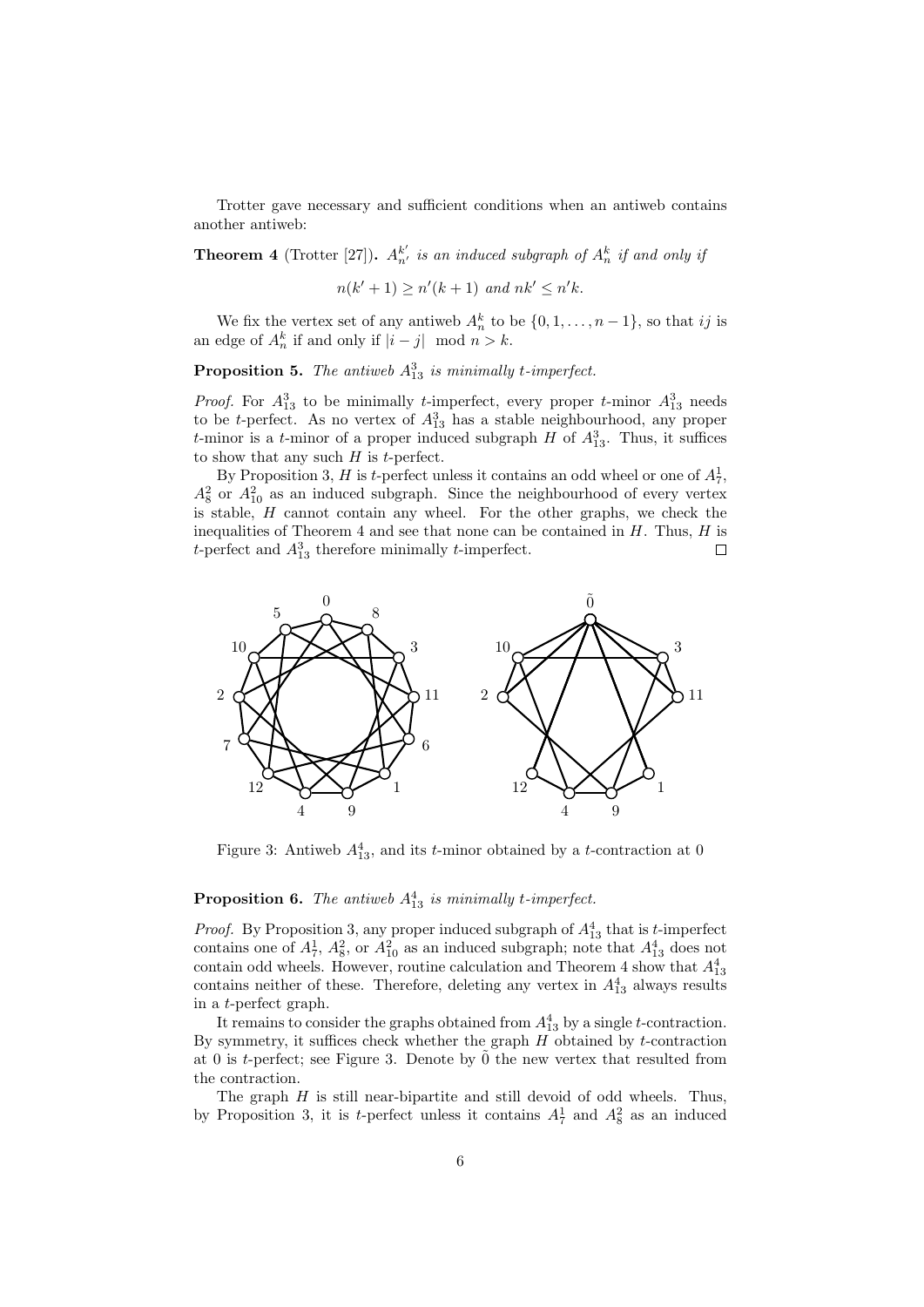Trotter gave necessary and sufficient conditions when an antiweb contains another antiweb:

**Theorem 4** (Trotter [27]). *$A^{k'}_{n'}$ is an induced subgraph of $A^k_n$ if and only if*

$$n(k'+1) \geq n'(k+1) \text{ and } nk' \leq n'k.$$

We fix the vertex set of any antiweb $A^k_n$ to be $\{0, 1, \ldots, n-1\}$, so that $ij$ is an edge of $A^k_n$ if and only if $|i-j| \mod n > k$.

**Proposition 5.** *The antiweb $A^3_{13}$ is minimally t-imperfect.*

*Proof.* For $A^3_{13}$ to be minimally $t$-imperfect, every proper $t$-minor $A^3_{13}$ needs to be $t$-perfect. As no vertex of $A^3_{13}$ has a stable neighbourhood, any proper $t$-minor is a $t$-minor of a proper induced subgraph $H$ of $A^3_{13}$. Thus, it suffices to show that any such $H$ is $t$-perfect.

By Proposition 3, $H$ is $t$-perfect unless it contains an odd wheel or one of $A^1_7$, $A^2_8$ or $A^2_{10}$ as an induced subgraph. Since the neighbourhood of every vertex is stable, $H$ cannot contain any wheel. For the other graphs, we check the inequalities of Theorem 4 and see that none can be contained in $H$. Thus, $H$ is $t$-perfect and $A^3_{13}$ therefore minimally $t$-imperfect. □

Figure 3: Antiweb $A^4_{13}$, and its $t$-minor obtained by a $t$-contraction at 0

**Proposition 6.** *The antiweb $A^4_{13}$ is minimally t-imperfect.*

*Proof.* By Proposition 3, any proper induced subgraph of $A^4_{13}$ that is $t$-imperfect contains one of $A^1_7$, $A^2_8$, or $A^2_{10}$ as an induced subgraph; note that $A^4_{13}$ does not contain odd wheels. However, routine calculation and Theorem 4 show that $A^4_{13}$ contains neither of these. Therefore, deleting any vertex in $A^4_{13}$ always results in a $t$-perfect graph.

It remains to consider the graphs obtained from $A^4_{13}$ by a single $t$-contraction. By symmetry, it suffices check whether the graph $H$ obtained by $t$-contraction at 0 is $t$-perfect; see Figure 3. Denote by $\tilde{0}$ the new vertex that resulted from the contraction.

The graph $H$ is still near-bipartite and still devoid of odd wheels. Thus, by Proposition 3, it is $t$-perfect unless it contains $A^1_7$ and $A^2_8$ as an induced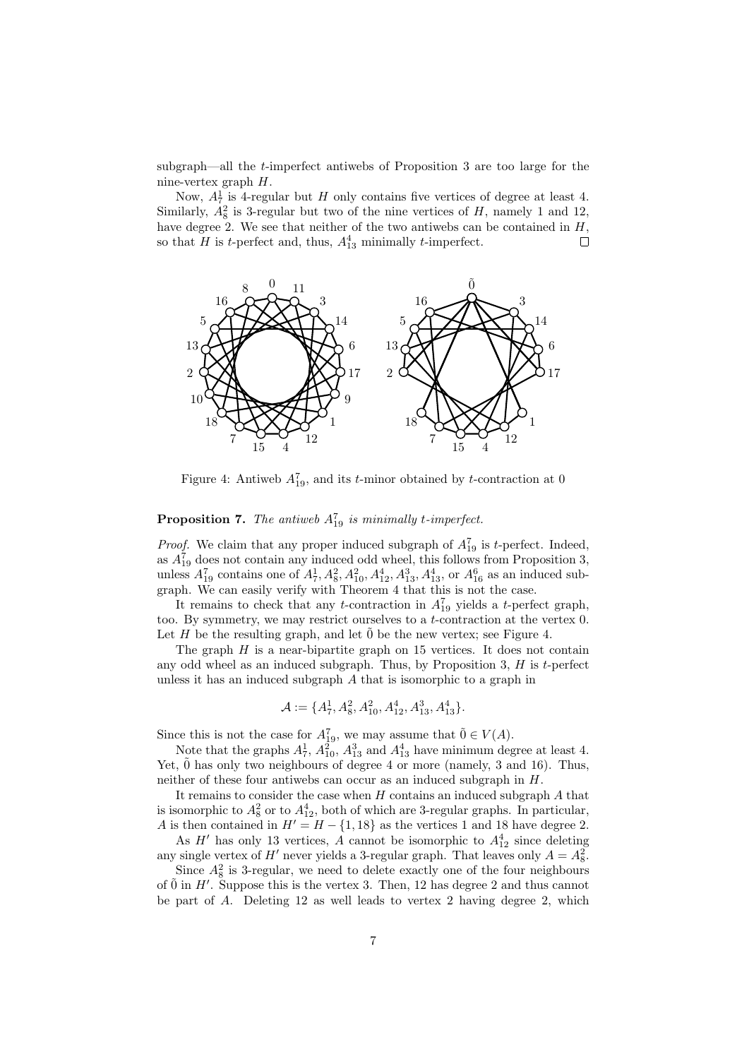subgraph—all the $t$-imperfect antiwebs of Proposition 3 are too large for the nine-vertex graph $H$.

Now, $A_7^1$ is 4-regular but $H$ only contains five vertices of degree at least 4. Similarly, $A_8^2$ is 3-regular but two of the nine vertices of $H$, namely 1 and 12, have degree 2. We see that neither of the two antiwebs can be contained in $H$, so that $H$ is $t$-perfect and, thus, $A_{13}^4$ minimally $t$-imperfect. $\square$

Figure 4: Antiweb $A_{19}^7$, and its $t$-minor obtained by $t$-contraction at 0

**Proposition 7.** *The antiweb $A_{19}^7$ is minimally $t$-imperfect.*

*Proof.* We claim that any proper induced subgraph of $A_{19}^7$ is $t$-perfect. Indeed, as $A_{19}^7$ does not contain any induced odd wheel, this follows from Proposition 3, unless $A_{19}^7$ contains one of $A_7^1, A_8^2, A_{10}^2, A_{12}^4, A_{13}^3, A_{13}^4$, or $A_{16}^6$ as an induced subgraph. We can easily verify with Theorem 4 that this is not the case.

It remains to check that any $t$-contraction in $A_{19}^7$ yields a $t$-perfect graph, too. By symmetry, we may restrict ourselves to a $t$-contraction at the vertex 0. Let $H$ be the resulting graph, and let $\tilde{0}$ be the new vertex; see Figure 4.

The graph $H$ is a near-bipartite graph on 15 vertices. It does not contain any odd wheel as an induced subgraph. Thus, by Proposition 3, $H$ is $t$-perfect unless it has an induced subgraph $A$ that is isomorphic to a graph in

$$\mathcal{A} := \{A_7^1, A_8^2, A_{10}^2, A_{12}^4, A_{13}^3, A_{13}^4\}.$$

Since this is not the case for $A_{19}^7$, we may assume that $\tilde{0} \in V(A)$.

Note that the graphs $A_7^1$, $A_{10}^2$, $A_{13}^3$ and $A_{13}^4$ have minimum degree at least 4. Yet, $\tilde{0}$ has only two neighbours of degree 4 or more (namely, 3 and 16). Thus, neither of these four antiwebs can occur as an induced subgraph in $H$.

It remains to consider the case when $H$ contains an induced subgraph $A$ that is isomorphic to $A_8^2$ or to $A_{12}^4$, both of which are 3-regular graphs. In particular, $A$ is then contained in $H' = H - \{1, 18\}$ as the vertices 1 and 18 have degree 2.

As $H'$ has only 13 vertices, $A$ cannot be isomorphic to $A_{12}^4$ since deleting any single vertex of $H'$ never yields a 3-regular graph. That leaves only $A = A_8^2$.

Since $A_8^2$ is 3-regular, we need to delete exactly one of the four neighbours of $\tilde{0}$ in $H'$. Suppose this is the vertex 3. Then, 12 has degree 2 and thus cannot be part of $A$. Deleting 12 as well leads to vertex 2 having degree 2, which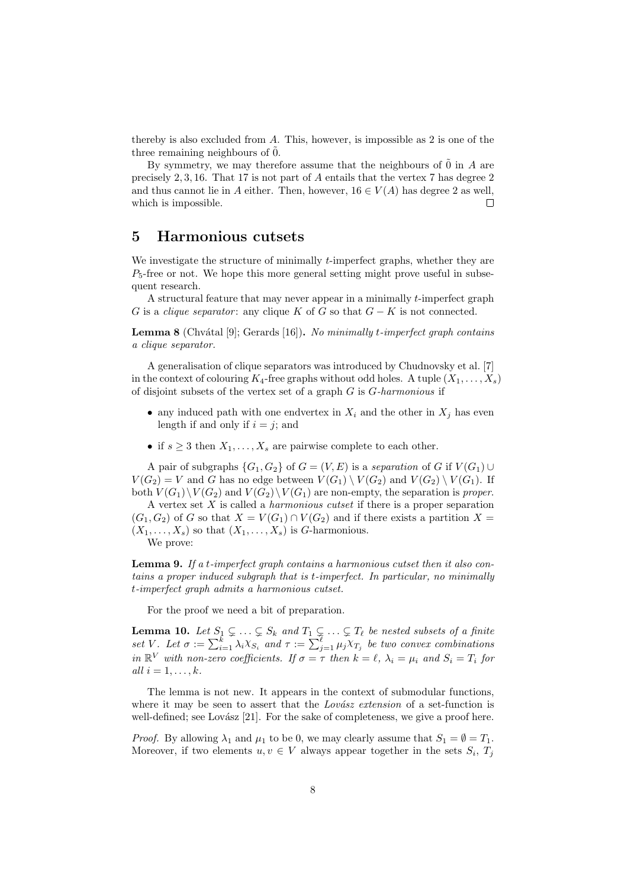thereby is also excluded from $A$. This, however, is impossible as 2 is one of the three remaining neighbours of $\tilde{0}$.

By symmetry, we may therefore assume that the neighbours of $\tilde{0}$ in $A$ are precisely $2, 3, 16$. That 17 is not part of $A$ entails that the vertex 7 has degree 2 and thus cannot lie in $A$ either. Then, however, $16 \in V(A)$ has degree 2 as well, which is impossible. $\square$

## 5 Harmonious cutsets

We investigate the structure of minimally $t$-imperfect graphs, whether they are $P_5$-free or not. We hope this more general setting might prove useful in subsequent research.

A structural feature that may never appear in a minimally $t$-imperfect graph $G$ is a *clique separator*: any clique $K$ of $G$ so that $G - K$ is not connected.

**Lemma 8** (Chvátal [9]; Gerards [16])**.** *No minimally t-imperfect graph contains a clique separator.*

A generalisation of clique separators was introduced by Chudnovsky et al. [7] in the context of colouring $K_4$-free graphs without odd holes. A tuple $(X_1, \ldots, X_s)$ of disjoint subsets of the vertex set of a graph $G$ is *$G$-harmonious* if

- any induced path with one endvertex in $X_i$ and the other in $X_j$ has even length if and only if $i = j$; and
- if $s \geq 3$ then $X_1, \ldots, X_s$ are pairwise complete to each other.

A pair of subgraphs $\{G_1, G_2\}$ of $G = (V, E)$ is a *separation* of $G$ if $V(G_1) \cup V(G_2) = V$ and $G$ has no edge between $V(G_1) \setminus V(G_2)$ and $V(G_2) \setminus V(G_1)$. If both $V(G_1) \setminus V(G_2)$ and $V(G_2) \setminus V(G_1)$ are non-empty, the separation is *proper*.

A vertex set $X$ is called a *harmonious cutset* if there is a proper separation $(G_1, G_2)$ of $G$ so that $X = V(G_1) \cap V(G_2)$ and if there exists a partition $X = (X_1, \ldots, X_s)$ so that $(X_1, \ldots, X_s)$ is $G$-harmonious.

We prove:

**Lemma 9.** *If a t-imperfect graph contains a harmonious cutset then it also contains a proper induced subgraph that is t-imperfect. In particular, no minimally t-imperfect graph admits a harmonious cutset.*

For the proof we need a bit of preparation.

**Lemma 10.** *Let $S_1 \subsetneq \ldots \subsetneq S_k$ and $T_1 \subsetneq \ldots \subsetneq T_\ell$ be nested subsets of a finite set $V$. Let $\sigma := \sum_{i=1}^{k} \lambda_i \chi_{S_i}$ and $\tau := \sum_{j=1}^{\ell} \mu_j \chi_{T_j}$ be two convex combinations in $\mathbb{R}^V$ with non-zero coefficients. If $\sigma = \tau$ then $k = \ell$, $\lambda_i = \mu_i$ and $S_i = T_i$ for all $i = 1, \ldots, k$.*

The lemma is not new. It appears in the context of submodular functions, where it may be seen to assert that the *Lovász extension* of a set-function is well-defined; see Lovász [21]. For the sake of completeness, we give a proof here.

*Proof.* By allowing $\lambda_1$ and $\mu_1$ to be 0, we may clearly assume that $S_1 = \emptyset = T_1$. Moreover, if two elements $u, v \in V$ always appear together in the sets $S_i$, $T_j$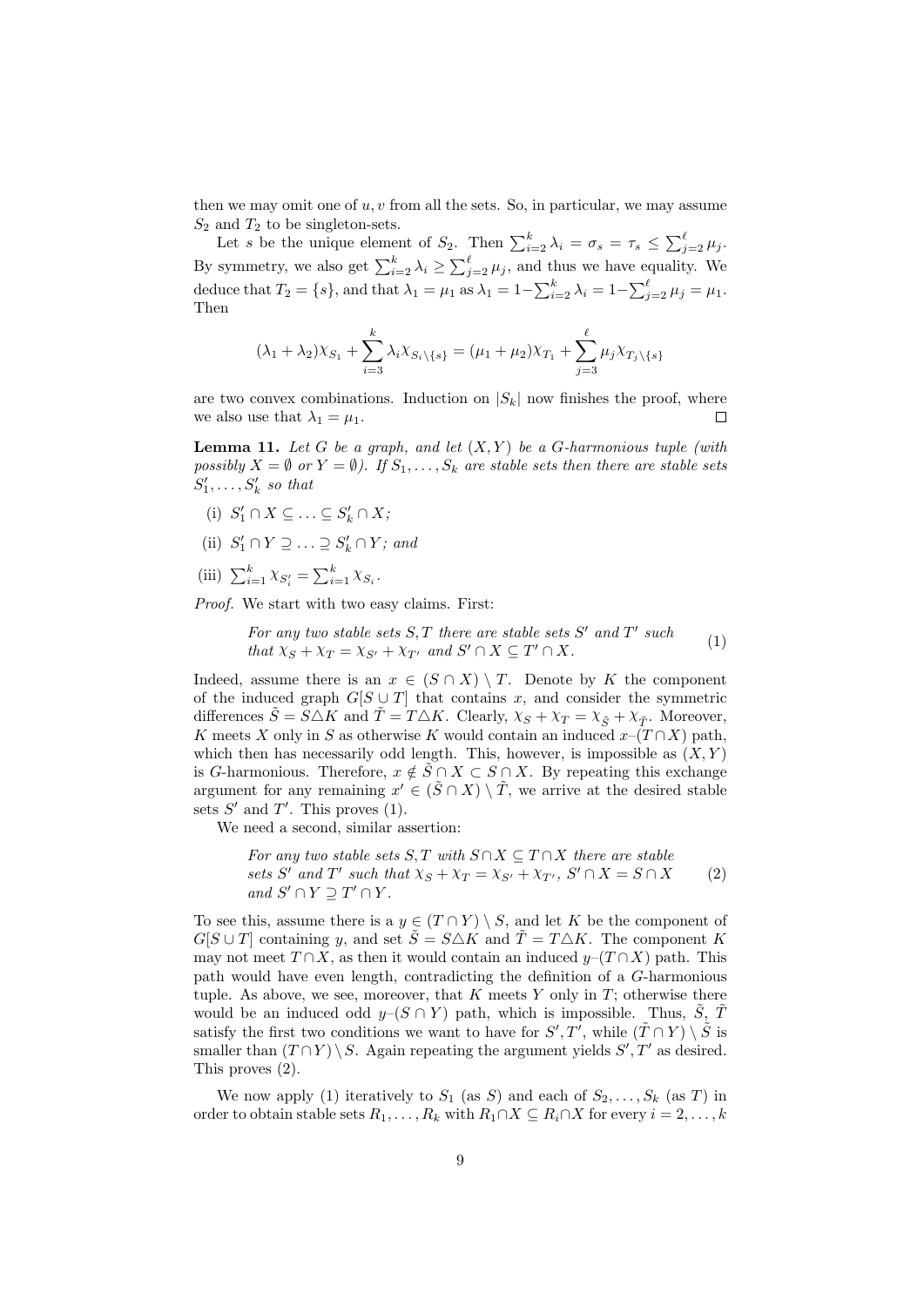then we may omit one of $u, v$ from all the sets. So, in particular, we may assume $S_2$ and $T_2$ to be singleton-sets.

Let $s$ be the unique element of $S_2$. Then $\sum_{i=2}^{k} \lambda_i = \sigma_s = \tau_s \leq \sum_{j=2}^{\ell} \mu_j$. By symmetry, we also get $\sum_{i=2}^{k} \lambda_i \geq \sum_{j=2}^{\ell} \mu_j$, and thus we have equality. We deduce that $T_2 = \{s\}$, and that $\lambda_1 = \mu_1$ as $\lambda_1 = 1 - \sum_{i=2}^{k} \lambda_i = 1 - \sum_{j=2}^{\ell} \mu_j = \mu_1$. Then

$$(\lambda_1 + \lambda_2)\chi_{S_1} + \sum_{i=3}^{k} \lambda_i \chi_{S_i \setminus \{s\}} = (\mu_1 + \mu_2)\chi_{T_1} + \sum_{j=3}^{\ell} \mu_j \chi_{T_j \setminus \{s\}}$$

are two convex combinations. Induction on $|S_k|$ now finishes the proof, where we also use that $\lambda_1 = \mu_1$. $\square$

**Lemma 11.** *Let $G$ be a graph, and let $(X, Y)$ be a $G$-harmonious tuple (with possibly $X = \emptyset$ or $Y = \emptyset$). If $S_1, \ldots, S_k$ are stable sets then there are stable sets $S'_1, \ldots, S'_k$ so that*

(i) $S'_1 \cap X \subseteq \ldots \subseteq S'_k \cap X$;

(ii) $S'_1 \cap Y \supseteq \ldots \supseteq S'_k \cap Y$; *and*

(iii) $\sum_{i=1}^{k} \chi_{S'_i} = \sum_{i=1}^{k} \chi_{S_i}$.

*Proof.* We start with two easy claims. First:

$$\text{\textit{For any two stable sets } } S, T \text{ \textit{there are stable sets} } S' \text{ \textit{and} } T' \text{ \textit{such that} } \chi_S + \chi_T = \chi_{S'} + \chi_{T'} \text{ \textit{and} } S' \cap X \subseteq T' \cap X. \tag{1}$$

Indeed, assume there is an $x \in (S \cap X) \setminus T$. Denote by $K$ the component of the induced graph $G[S \cup T]$ that contains $x$, and consider the symmetric differences $\tilde{S} = S \triangle K$ and $\tilde{T} = T \triangle K$. Clearly, $\chi_S + \chi_T = \chi_{\tilde{S}} + \chi_{\tilde{T}}$. Moreover, $K$ meets $X$ only in $S$ as otherwise $K$ would contain an induced $x$–$(T \cap X)$ path, which then has necessarily odd length. This, however, is impossible as $(X, Y)$ is $G$-harmonious. Therefore, $x \notin \tilde{S} \cap X \subset S \cap X$. By repeating this exchange argument for any remaining $x' \in (\tilde{S} \cap X) \setminus \tilde{T}$, we arrive at the desired stable sets $S'$ and $T'$. This proves (1).

We need a second, similar assertion:

$$\text{\textit{For any two stable sets} } S, T \text{ \textit{with} } S \cap X \subseteq T \cap X \text{ \textit{there are stable sets} } S' \text{ \textit{and} } T' \text{ \textit{such that} } \chi_S + \chi_T = \chi_{S'} + \chi_{T'},\ S' \cap X = S \cap X \text{ \textit{and} } S' \cap Y \supseteq T' \cap Y. \tag{2}$$

To see this, assume there is a $y \in (T \cap Y) \setminus S$, and let $K$ be the component of $G[S \cup T]$ containing $y$, and set $\tilde{S} = S \triangle K$ and $\tilde{T} = T \triangle K$. The component $K$ may not meet $T \cap X$, as then it would contain an induced $y$–$(T \cap X)$ path. This path would have even length, contradicting the definition of a $G$-harmonious tuple. As above, we see, moreover, that $K$ meets $Y$ only in $T$; otherwise there would be an induced odd $y$–$(S \cap Y)$ path, which is impossible. Thus, $\tilde{S}$, $\tilde{T}$ satisfy the first two conditions we want to have for $S', T'$, while $(\tilde{T} \cap Y) \setminus \tilde{S}$ is smaller than $(T \cap Y) \setminus S$. Again repeating the argument yields $S', T'$ as desired. This proves (2).

We now apply (1) iteratively to $S_1$ (as $S$) and each of $S_2, \ldots, S_k$ (as $T$) in order to obtain stable sets $R_1, \ldots, R_k$ with $R_1 \cap X \subseteq R_i \cap X$ for every $i = 2, \ldots, k$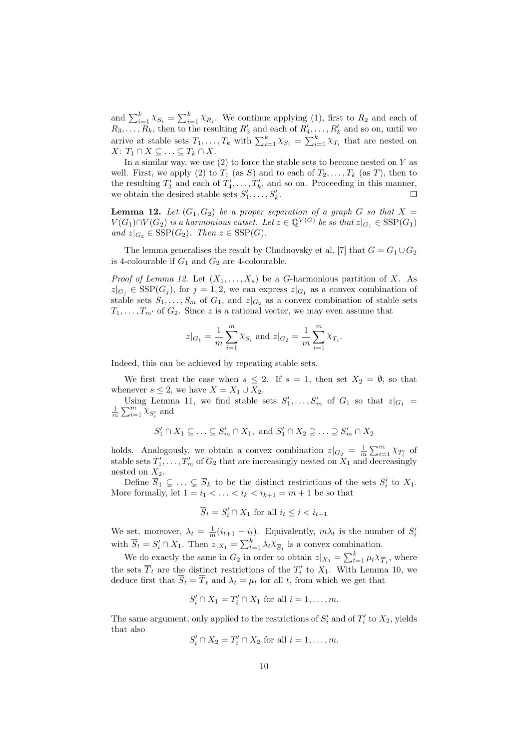and $\sum_{i=1}^k \chi_{S_i} = \sum_{i=1}^k \chi_{R_i}$. We continue applying (1), first to $R_2$ and each of $R_3, \ldots, R_k$, then to the resulting $R_3'$ and each of $R_4', \ldots, R_k'$ and so on, until we arrive at stable sets $T_1, \ldots, T_k$ with $\sum_{i=1}^k \chi_{S_i} = \sum_{i=1}^k \chi_{T_i}$ that are nested on $X$: $T_1 \cap X \subseteq \ldots \subseteq T_k \cap X$.

In a similar way, we use (2) to force the stable sets to become nested on $Y$ as well. First, we apply (2) to $T_1$ (as $S$) and to each of $T_2, \ldots, T_k$ (as $T$), then to the resulting $T_3'$ and each of $T_4', \ldots, T_k'$, and so on. Proceeding in this manner, we obtain the desired stable sets $S_1', \ldots, S_k'$. □

**Lemma 12.** *Let $(G_1, G_2)$ be a proper separation of a graph $G$ so that $X = V(G_1) \cap V(G_2)$ is a harmonious cutset. Let $z \in \mathbb{Q}^{V(G)}$ be so that $z|_{G_1} \in \mathrm{SSP}(G_1)$ and $z|_{G_2} \in \mathrm{SSP}(G_2)$. Then $z \in \mathrm{SSP}(G)$.*

The lemma generalises the result by Chudnovsky et al. [7] that $G = G_1 \cup G_2$ is 4-colourable if $G_1$ and $G_2$ are 4-colourable.

*Proof of Lemma 12.* Let $(X_1, \ldots, X_s)$ be a $G$-harmonious partition of $X$. As $z|_{G_j} \in \mathrm{SSP}(G_j)$, for $j = 1, 2$, we can express $z|_{G_1}$ as a convex combination of stable sets $S_1, \ldots, S_m$ of $G_1$, and $z|_{G_2}$ as a convex combination of stable sets $T_1, \ldots, T_{m'}$ of $G_2$. Since $z$ is a rational vector, we may even assume that

$$z|_{G_1} = \frac{1}{m}\sum_{i=1}^m \chi_{S_i} \text{ and } z|_{G_2} = \frac{1}{m}\sum_{i=1}^m \chi_{T_i}.$$

Indeed, this can be achieved by repeating stable sets.

We first treat the case when $s \leq 2$. If $s = 1$, then set $X_2 = \emptyset$, so that whenever $s \leq 2$, we have $X = X_1 \cup X_2$.

Using Lemma 11, we find stable sets $S_1', \ldots, S_m'$ of $G_1$ so that $z|_{G_1} = \frac{1}{m}\sum_{i=1}^m \chi_{S_i'}$ and

$$S_1' \cap X_1 \subseteq \ldots \subseteq S_m' \cap X_1, \text{ and } S_1' \cap X_2 \supseteq \ldots \supseteq S_m' \cap X_2$$

holds. Analogously, we obtain a convex combination $z|_{G_2} = \frac{1}{m}\sum_{i=1}^m \chi_{T_i'}$ of stable sets $T_1', \ldots, T_m'$ of $G_2$ that are increasingly nested on $X_1$ and decreasingly nested on $X_2$.

Define $\overline{S}_1 \subsetneq \ldots \subsetneq \overline{S}_k$ to be the distinct restrictions of the sets $S_i'$ to $X_1$. More formally, let $1 = i_1 < \ldots < i_k < i_{k+1} = m + 1$ be so that

$$\overline{S}_t = S_i' \cap X_1 \text{ for all } i_t \leq i < i_{t+1}$$

We set, moreover, $\lambda_t = \frac{1}{m}(i_{t+1} - i_t)$. Equivalently, $m\lambda_t$ is the number of $S_i'$ with $\overline{S}_t = S_i' \cap X_1$. Then $z|_{X_1} = \sum_{t=1}^k \lambda_t \chi_{\overline{S}_t}$ is a convex combination.

We do exactly the same in $G_2$ in order to obtain $z|_{X_1} = \sum_{t=1}^k \mu_t \chi_{\overline{T}_t}$, where the sets $\overline{T}_t$ are the distinct restrictions of the $T_i'$ to $X_1$. With Lemma 10, we deduce first that $\overline{S}_t = \overline{T}_t$ and $\lambda_t = \mu_t$ for all $t$, from which we get that

$$S_i' \cap X_1 = T_i' \cap X_1 \text{ for all } i = 1, \ldots, m.$$

The same argument, only applied to the restrictions of $S_i'$ and of $T_i'$ to $X_2$, yields that also

$$S_i' \cap X_2 = T_i' \cap X_2 \text{ for all } i = 1, \ldots, m.$$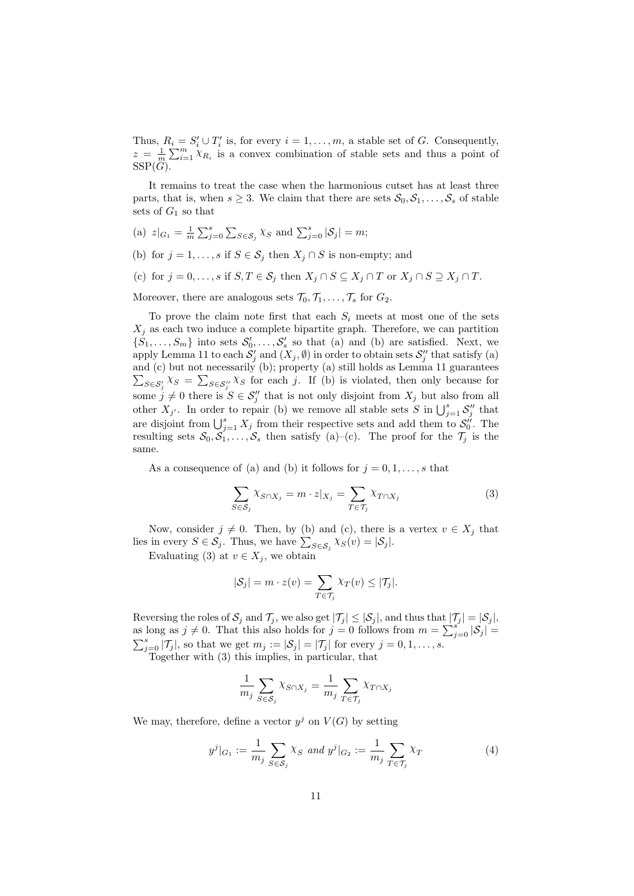Thus, $R_i = S_i' \cup T_i'$ is, for every $i = 1, \ldots, m$, a stable set of $G$. Consequently, $z = \frac{1}{m}\sum_{i=1}^m \chi_{R_i}$ is a convex combination of stable sets and thus a point of $\mathrm{SSP}(G)$.

It remains to treat the case when the harmonious cutset has at least three parts, that is, when $s \geq 3$. We claim that there are sets $\mathcal{S}_0, \mathcal{S}_1, \ldots, \mathcal{S}_s$ of stable sets of $G_1$ so that

(a) $z|_{G_1} = \frac{1}{m}\sum_{j=0}^s \sum_{S \in \mathcal{S}_j} \chi_S$ and $\sum_{j=0}^s |\mathcal{S}_j| = m$;

(b) for $j = 1, \ldots, s$ if $S \in \mathcal{S}_j$ then $X_j \cap S$ is non-empty; and

(c) for $j = 0, \ldots, s$ if $S, T \in \mathcal{S}_j$ then $X_j \cap S \subseteq X_j \cap T$ or $X_j \cap S \supseteq X_j \cap T$.

Moreover, there are analogous sets $\mathcal{T}_0, \mathcal{T}_1, \ldots, \mathcal{T}_s$ for $G_2$.

To prove the claim note first that each $S_i$ meets at most one of the sets $X_j$ as each two induce a complete bipartite graph. Therefore, we can partition $\{S_1, \ldots, S_m\}$ into sets $\mathcal{S}_0', \ldots, \mathcal{S}_s'$ so that (a) and (b) are satisfied. Next, we apply Lemma 11 to each $\mathcal{S}_j'$ and $(X_j, \emptyset)$ in order to obtain sets $\mathcal{S}_j''$ that satisfy (a) and (c) but not necessarily (b); property (a) still holds as Lemma 11 guarantees $\sum_{S \in \mathcal{S}_j'} \chi_S = \sum_{S \in \mathcal{S}_j''} \chi_S$ for each $j$. If (b) is violated, then only because for some $j \neq 0$ there is $S \in \mathcal{S}_j''$ that is not only disjoint from $X_j$ but also from all other $X_{j'}$. In order to repair (b) we remove all stable sets $S$ in $\bigcup_{j=1}^s \mathcal{S}_j''$ that are disjoint from $\bigcup_{j=1}^s X_j$ from their respective sets and add them to $\mathcal{S}_0''$. The resulting sets $\mathcal{S}_0, \mathcal{S}_1, \ldots, \mathcal{S}_s$ then satisfy (a)–(c). The proof for the $\mathcal{T}_j$ is the same.

As a consequence of (a) and (b) it follows for $j = 0, 1, \ldots, s$ that

$$\sum_{S \in \mathcal{S}_j} \chi_{S \cap X_j} = m \cdot z|_{X_j} = \sum_{T \in \mathcal{T}_j} \chi_{T \cap X_j} \tag{3}$$

Now, consider $j \neq 0$. Then, by (b) and (c), there is a vertex $v \in X_j$ that lies in every $S \in \mathcal{S}_j$. Thus, we have $\sum_{S \in \mathcal{S}_j} \chi_S(v) = |\mathcal{S}_j|$.

Evaluating (3) at $v \in X_j$, we obtain

$$|\mathcal{S}_j| = m \cdot z(v) = \sum_{T \in \mathcal{T}_j} \chi_T(v) \leq |\mathcal{T}_j|.$$

Reversing the roles of $\mathcal{S}_j$ and $\mathcal{T}_j$, we also get $|\mathcal{T}_j| \leq |\mathcal{S}_j|$, and thus that $|\mathcal{T}_j| = |\mathcal{S}_j|$, as long as $j \neq 0$. That this also holds for $j = 0$ follows from $m = \sum_{j=0}^s |\mathcal{S}_j| = \sum_{j=0}^s |\mathcal{T}_j|$, so that we get $m_j := |\mathcal{S}_j| = |\mathcal{T}_j|$ for every $j = 0, 1, \ldots, s$.

Together with (3) this implies, in particular, that

$$\frac{1}{m_j} \sum_{S \in \mathcal{S}_j} \chi_{S \cap X_j} = \frac{1}{m_j} \sum_{T \in \mathcal{T}_j} \chi_{T \cap X_j}$$

We may, therefore, define a vector $y^j$ on $V(G)$ by setting

$$y^j|_{G_1} := \frac{1}{m_j} \sum_{S \in \mathcal{S}_j} \chi_S \textit{ and } y^j|_{G_2} := \frac{1}{m_j} \sum_{T \in \mathcal{T}_j} \chi_T \tag{4}$$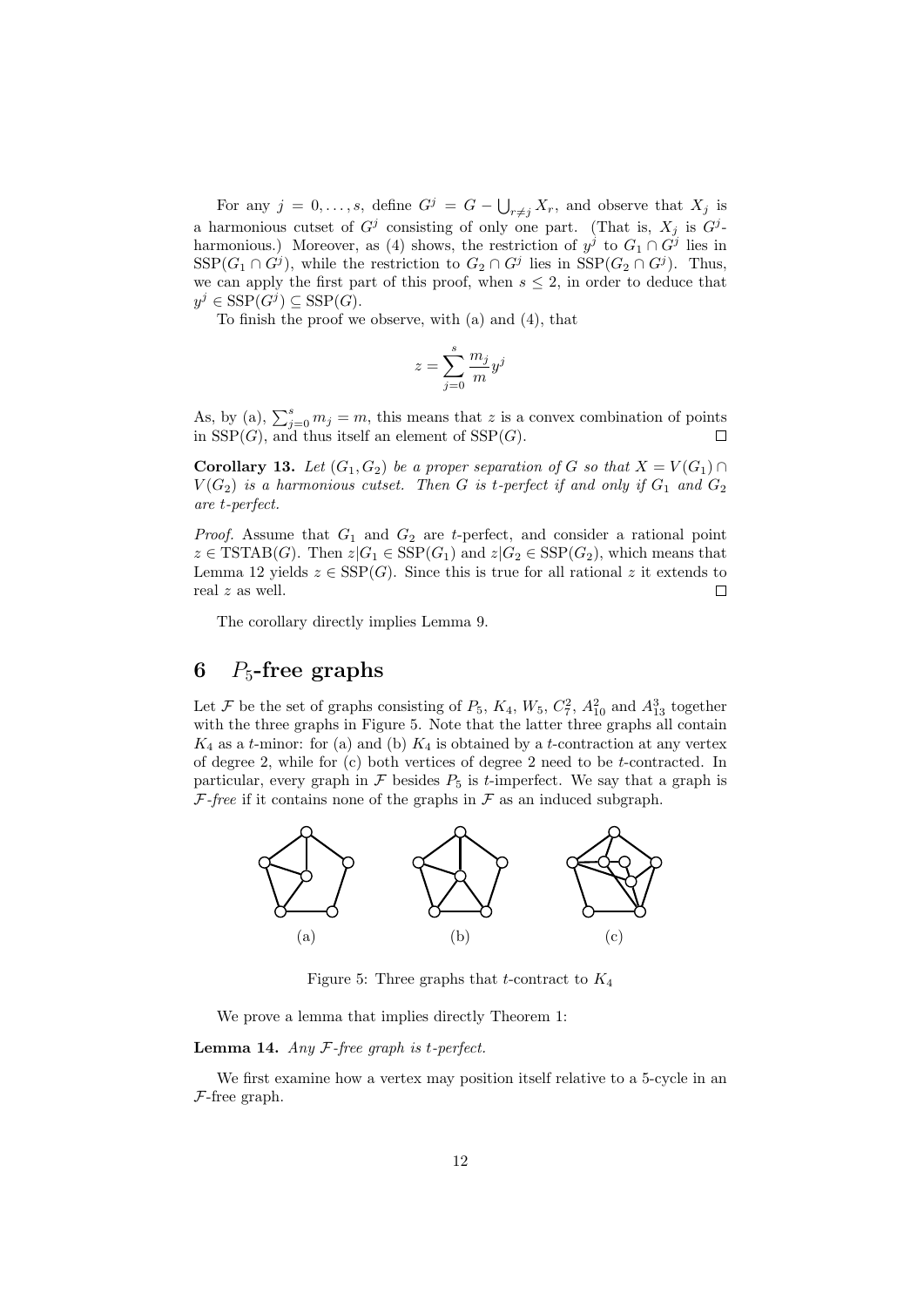For any $j = 0, \ldots, s$, define $G^j = G - \bigcup_{r \neq j} X_r$, and observe that $X_j$ is a harmonious cutset of $G^j$ consisting of only one part. (That is, $X_j$ is $G^j$-harmonious.) Moreover, as (4) shows, the restriction of $y^j$ to $G_1 \cap G^j$ lies in $\mathrm{SSP}(G_1 \cap G^j)$, while the restriction to $G_2 \cap G^j$ lies in $\mathrm{SSP}(G_2 \cap G^j)$. Thus, we can apply the first part of this proof, when $s \leq 2$, in order to deduce that $y^j \in \mathrm{SSP}(G^j) \subseteq \mathrm{SSP}(G)$.

To finish the proof we observe, with (a) and (4), that

$$z = \sum_{j=0}^{s} \frac{m_j}{m} y^j$$

As, by (a), $\sum_{j=0}^{s} m_j = m$, this means that $z$ is a convex combination of points in $\mathrm{SSP}(G)$, and thus itself an element of $\mathrm{SSP}(G)$. $\square$

**Corollary 13.** *Let $(G_1, G_2)$ be a proper separation of $G$ so that $X = V(G_1) \cap V(G_2)$ is a harmonious cutset. Then $G$ is $t$-perfect if and only if $G_1$ and $G_2$ are $t$-perfect.*

*Proof.* Assume that $G_1$ and $G_2$ are $t$-perfect, and consider a rational point $z \in \mathrm{TSTAB}(G)$. Then $z|G_1 \in \mathrm{SSP}(G_1)$ and $z|G_2 \in \mathrm{SSP}(G_2)$, which means that Lemma 12 yields $z \in \mathrm{SSP}(G)$. Since this is true for all rational $z$ it extends to real $z$ as well. $\square$

The corollary directly implies Lemma 9.

## 6 $P_5$-free graphs

Let $\mathcal{F}$ be the set of graphs consisting of $P_5$, $K_4$, $W_5$, $C_7^2$, $A_{10}^2$ and $A_{13}^3$ together with the three graphs in Figure 5. Note that the latter three graphs all contain $K_4$ as a $t$-minor: for (a) and (b) $K_4$ is obtained by a $t$-contraction at any vertex of degree 2, while for (c) both vertices of degree 2 need to be $t$-contracted. In particular, every graph in $\mathcal{F}$ besides $P_5$ is $t$-imperfect. We say that a graph is *$\mathcal{F}$-free* if it contains none of the graphs in $\mathcal{F}$ as an induced subgraph.

(a) (b) (c)

Figure 5: Three graphs that $t$-contract to $K_4$

We prove a lemma that implies directly Theorem 1:

**Lemma 14.** *Any $\mathcal{F}$-free graph is $t$-perfect.*

We first examine how a vertex may position itself relative to a 5-cycle in an $\mathcal{F}$-free graph.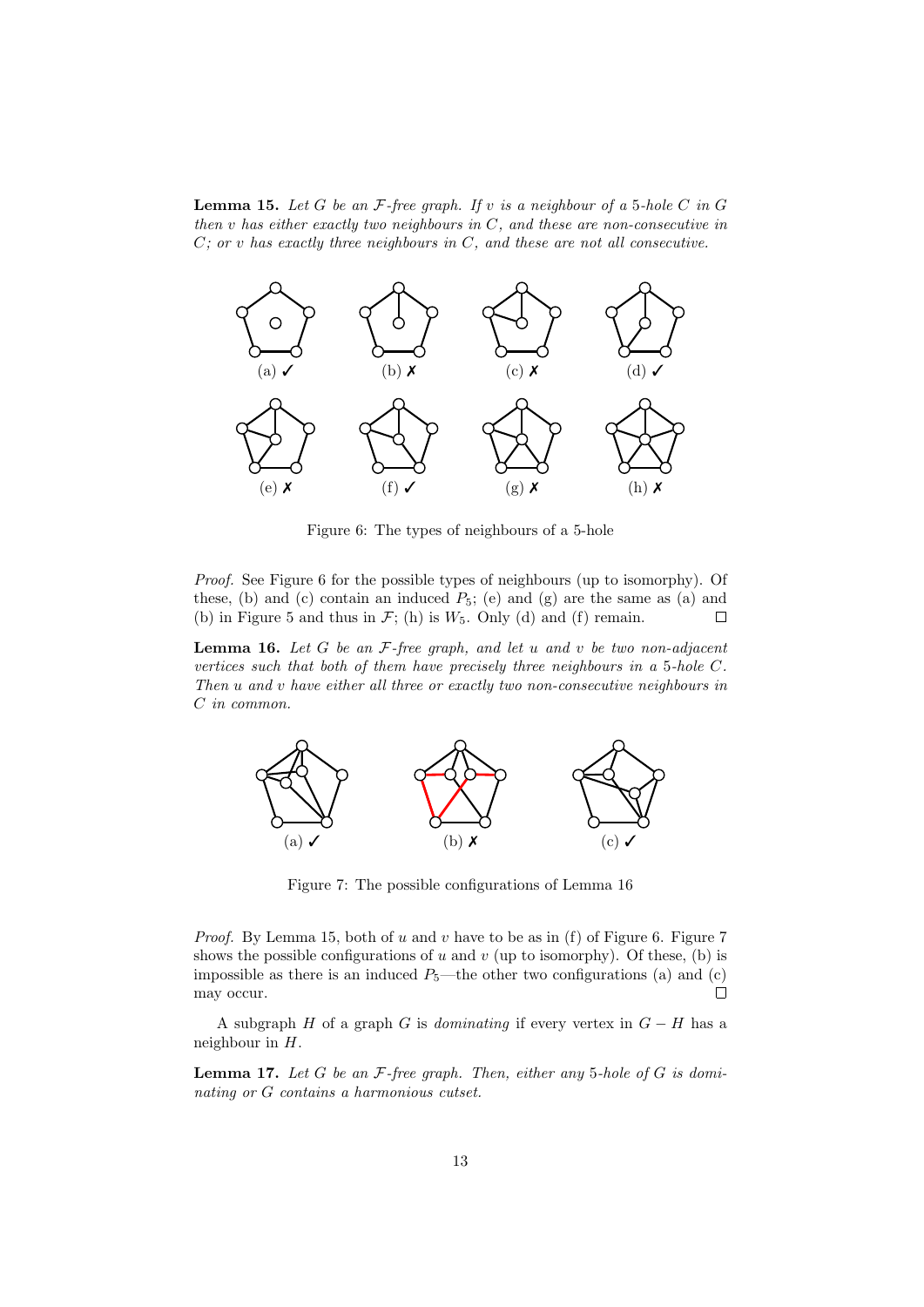**Lemma 15.** *Let $G$ be an $\mathcal{F}$-free graph. If $v$ is a neighbour of a 5-hole $C$ in $G$ then $v$ has either exactly two neighbours in $C$, and these are non-consecutive in $C$; or $v$ has exactly three neighbours in $C$, and these are not all consecutive.*

(a) ✓ (b) ✗ (c) ✗ (d) ✓

(e) ✗ (f) ✓ (g) ✗ (h) ✗

Figure 6: The types of neighbours of a 5-hole

*Proof.* See Figure 6 for the possible types of neighbours (up to isomorphy). Of these, (b) and (c) contain an induced $P_5$; (e) and (g) are the same as (a) and (b) in Figure 5 and thus in $\mathcal{F}$; (h) is $W_5$. Only (d) and (f) remain. □

**Lemma 16.** *Let $G$ be an $\mathcal{F}$-free graph, and let $u$ and $v$ be two non-adjacent vertices such that both of them have precisely three neighbours in a 5-hole $C$. Then $u$ and $v$ have either all three or exactly two non-consecutive neighbours in $C$ in common.*

(a) ✓ (b) ✗ (c) ✓

Figure 7: The possible configurations of Lemma 16

*Proof.* By Lemma 15, both of $u$ and $v$ have to be as in (f) of Figure 6. Figure 7 shows the possible configurations of $u$ and $v$ (up to isomorphy). Of these, (b) is impossible as there is an induced $P_5$—the other two configurations (a) and (c) may occur. □

A subgraph $H$ of a graph $G$ is *dominating* if every vertex in $G - H$ has a neighbour in $H$.

**Lemma 17.** *Let $G$ be an $\mathcal{F}$-free graph. Then, either any 5-hole of $G$ is dominating or $G$ contains a harmonious cutset.*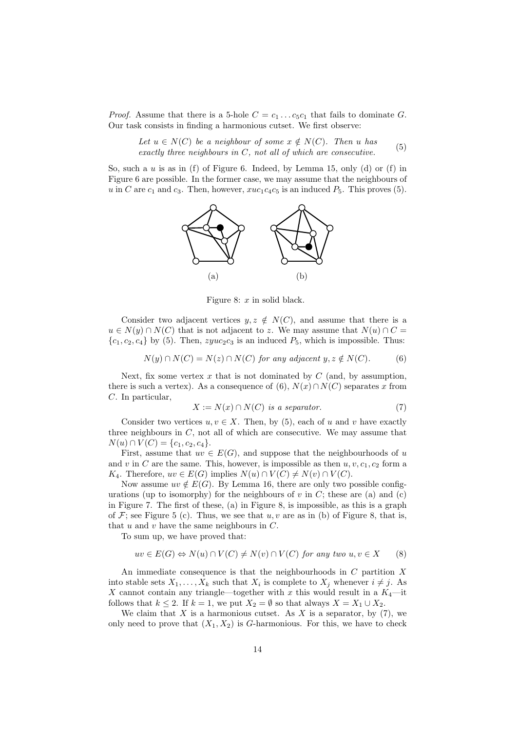*Proof.* Assume that there is a 5-hole $C = c_1 \dots c_5 c_1$ that fails to dominate $G$. Our task consists in finding a harmonious cutset. We first observe:

$$\text{Let } u \in N(C) \text{ be a neighbour of some } x \notin N(C)\text{. Then } u \text{ has exactly three neighbours in } C\text{, not all of which are consecutive.} \tag{5}$$

So, such a $u$ is as in (f) of Figure 6. Indeed, by Lemma 15, only (d) or (f) in Figure 6 are possible. In the former case, we may assume that the neighbours of $u$ in $C$ are $c_1$ and $c_3$. Then, however, $xuc_1c_4c_5$ is an induced $P_5$. This proves (5).

(a) (b)

Figure 8: $x$ in solid black.

Consider two adjacent vertices $y, z \notin N(C)$, and assume that there is a $u \in N(y) \cap N(C)$ that is not adjacent to $z$. We may assume that $N(u) \cap C = \{c_1, c_2, c_4\}$ by (5). Then, $zyuc_2c_3$ is an induced $P_5$, which is impossible. Thus:

$$N(y) \cap N(C) = N(z) \cap N(C) \text{ for any adjacent } y, z \notin N(C). \tag{6}$$

Next, fix some vertex $x$ that is not dominated by $C$ (and, by assumption, there is such a vertex). As a consequence of (6), $N(x) \cap N(C)$ separates $x$ from $C$. In particular,

$$X := N(x) \cap N(C) \text{ is a separator.} \tag{7}$$

Consider two vertices $u, v \in X$. Then, by (5), each of $u$ and $v$ have exactly three neighbours in $C$, not all of which are consecutive. We may assume that $N(u) \cap V(C) = \{c_1, c_2, c_4\}$.

First, assume that $uv \in E(G)$, and suppose that the neighbourhoods of $u$ and $v$ in $C$ are the same. This, however, is impossible as then $u, v, c_1, c_2$ form a $K_4$. Therefore, $uv \in E(G)$ implies $N(u) \cap V(C) \neq N(v) \cap V(C)$.

Now assume $uv \notin E(G)$. By Lemma 16, there are only two possible configurations (up to isomorphy) for the neighbours of $v$ in $C$; these are (a) and (c) in Figure 7. The first of these, (a) in Figure 8, is impossible, as this is a graph of $\mathcal{F}$; see Figure 5 (c). Thus, we see that $u, v$ are as in (b) of Figure 8, that is, that $u$ and $v$ have the same neighbours in $C$.

To sum up, we have proved that:

$$uv \in E(G) \Leftrightarrow N(u) \cap V(C) \neq N(v) \cap V(C) \text{ for any two } u, v \in X \tag{8}$$

An immediate consequence is that the neighbourhoods in $C$ partition $X$ into stable sets $X_1, \dots, X_k$ such that $X_i$ is complete to $X_j$ whenever $i \neq j$. As $X$ cannot contain any triangle—together with $x$ this would result in a $K_4$—it follows that $k \leq 2$. If $k = 1$, we put $X_2 = \emptyset$ so that always $X = X_1 \cup X_2$.

We claim that $X$ is a harmonious cutset. As $X$ is a separator, by (7), we only need to prove that $(X_1, X_2)$ is $G$-harmonious. For this, we have to check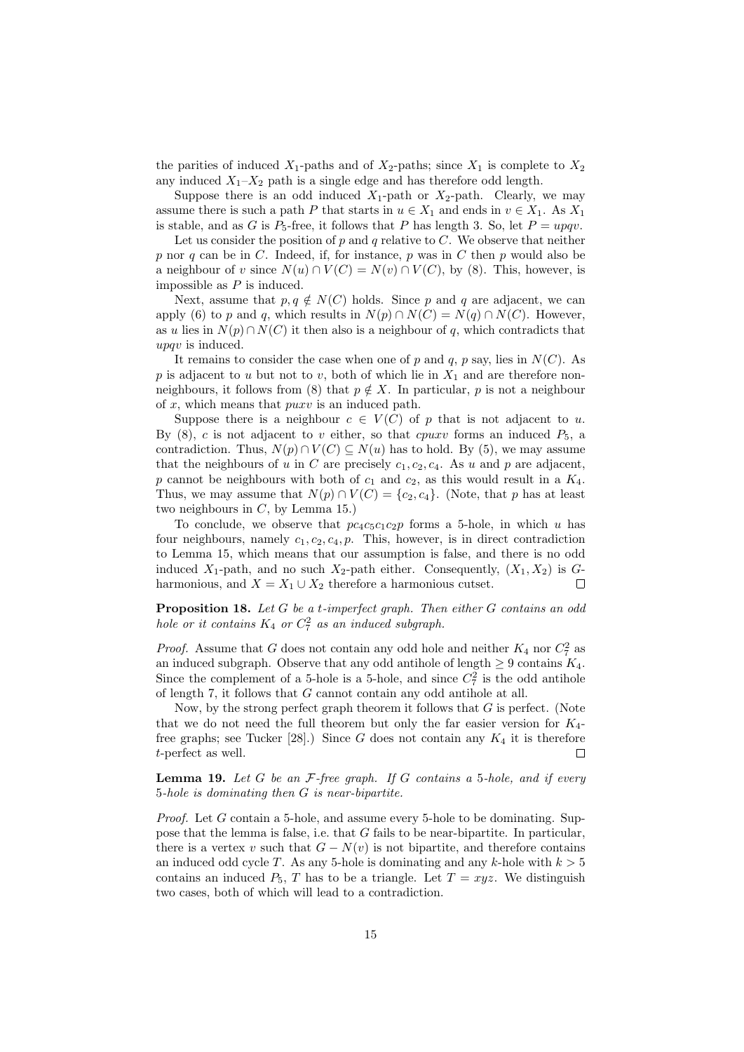the parities of induced $X_1$-paths and of $X_2$-paths; since $X_1$ is complete to $X_2$ any induced $X_1$–$X_2$ path is a single edge and has therefore odd length.

Suppose there is an odd induced $X_1$-path or $X_2$-path. Clearly, we may assume there is such a path $P$ that starts in $u \in X_1$ and ends in $v \in X_1$. As $X_1$ is stable, and as $G$ is $P_5$-free, it follows that $P$ has length 3. So, let $P = upqv$.

Let us consider the position of $p$ and $q$ relative to $C$. We observe that neither $p$ nor $q$ can be in $C$. Indeed, if, for instance, $p$ was in $C$ then $p$ would also be a neighbour of $v$ since $N(u) \cap V(C) = N(v) \cap V(C)$, by (8). This, however, is impossible as $P$ is induced.

Next, assume that $p, q \notin N(C)$ holds. Since $p$ and $q$ are adjacent, we can apply (6) to $p$ and $q$, which results in $N(p) \cap N(C) = N(q) \cap N(C)$. However, as $u$ lies in $N(p) \cap N(C)$ it then also is a neighbour of $q$, which contradicts that $upqv$ is induced.

It remains to consider the case when one of $p$ and $q$, $p$ say, lies in $N(C)$. As $p$ is adjacent to $u$ but not to $v$, both of which lie in $X_1$ and are therefore non-neighbours, it follows from (8) that $p \notin X$. In particular, $p$ is not a neighbour of $x$, which means that $puxv$ is an induced path.

Suppose there is a neighbour $c \in V(C)$ of $p$ that is not adjacent to $u$. By (8), $c$ is not adjacent to $v$ either, so that $cpuxv$ forms an induced $P_5$, a contradiction. Thus, $N(p) \cap V(C) \subseteq N(u)$ has to hold. By (5), we may assume that the neighbours of $u$ in $C$ are precisely $c_1, c_2, c_4$. As $u$ and $p$ are adjacent, $p$ cannot be neighbours with both of $c_1$ and $c_2$, as this would result in a $K_4$. Thus, we may assume that $N(p) \cap V(C) = \{c_2, c_4\}$. (Note, that $p$ has at least two neighbours in $C$, by Lemma 15.)

To conclude, we observe that $pc_4c_5c_1c_2p$ forms a 5-hole, in which $u$ has four neighbours, namely $c_1, c_2, c_4, p$. This, however, is in direct contradiction to Lemma 15, which means that our assumption is false, and there is no odd induced $X_1$-path, and no such $X_2$-path either. Consequently, $(X_1, X_2)$ is $G$-harmonious, and $X = X_1 \cup X_2$ therefore a harmonious cutset. □

**Proposition 18.** *Let $G$ be a t-imperfect graph. Then either $G$ contains an odd hole or it contains $K_4$ or $C_7^2$ as an induced subgraph.*

*Proof.* Assume that $G$ does not contain any odd hole and neither $K_4$ nor $C_7^2$ as an induced subgraph. Observe that any odd antihole of length $\geq 9$ contains $K_4$. Since the complement of a 5-hole is a 5-hole, and since $C_7^2$ is the odd antihole of length 7, it follows that $G$ cannot contain any odd antihole at all.

Now, by the strong perfect graph theorem it follows that $G$ is perfect. (Note that we do not need the full theorem but only the far easier version for $K_4$-free graphs; see Tucker [28].) Since $G$ does not contain any $K_4$ it is therefore $t$-perfect as well. □

**Lemma 19.** *Let $G$ be an $\mathcal{F}$-free graph. If $G$ contains a 5-hole, and if every 5-hole is dominating then $G$ is near-bipartite.*

*Proof.* Let $G$ contain a 5-hole, and assume every 5-hole to be dominating. Suppose that the lemma is false, i.e. that $G$ fails to be near-bipartite. In particular, there is a vertex $v$ such that $G - N(v)$ is not bipartite, and therefore contains an induced odd cycle $T$. As any 5-hole is dominating and any $k$-hole with $k > 5$ contains an induced $P_5$, $T$ has to be a triangle. Let $T = xyz$. We distinguish two cases, both of which will lead to a contradiction.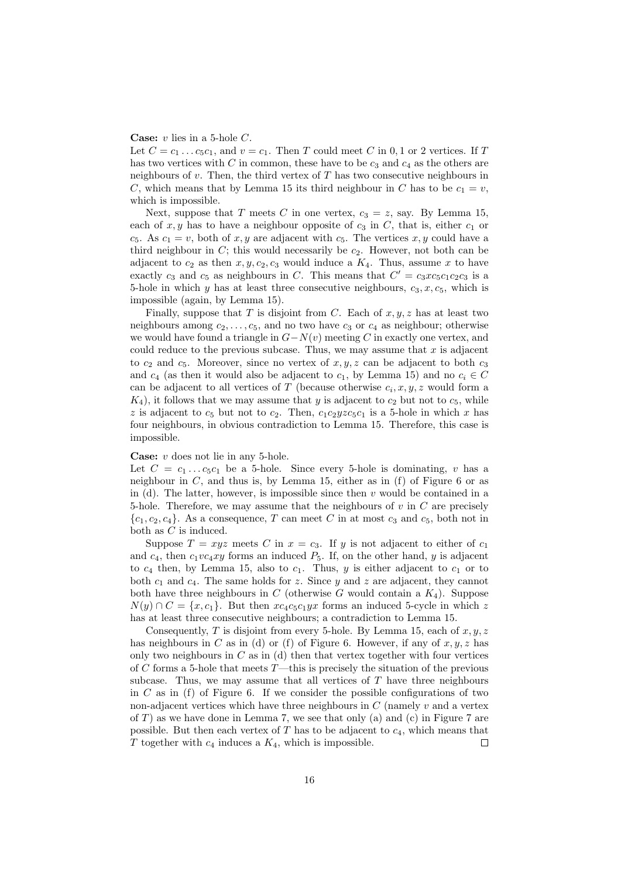**Case:** $v$ lies in a 5-hole $C$.

Let $C = c_1 \ldots c_5 c_1$, and $v = c_1$. Then $T$ could meet $C$ in 0, 1 or 2 vertices. If $T$ has two vertices with $C$ in common, these have to be $c_3$ and $c_4$ as the others are neighbours of $v$. Then, the third vertex of $T$ has two consecutive neighbours in $C$, which means that by Lemma 15 its third neighbour in $C$ has to be $c_1 = v$, which is impossible.

Next, suppose that $T$ meets $C$ in one vertex, $c_3 = z$, say. By Lemma 15, each of $x, y$ has to have a neighbour opposite of $c_3$ in $C$, that is, either $c_1$ or $c_5$. As $c_1 = v$, both of $x, y$ are adjacent with $c_5$. The vertices $x, y$ could have a third neighbour in $C$; this would necessarily be $c_2$. However, not both can be adjacent to $c_2$ as then $x, y, c_2, c_3$ would induce a $K_4$. Thus, assume $x$ to have exactly $c_3$ and $c_5$ as neighbours in $C$. This means that $C' = c_3 x c_5 c_1 c_2 c_3$ is a 5-hole in which $y$ has at least three consecutive neighbours, $c_3, x, c_5$, which is impossible (again, by Lemma 15).

Finally, suppose that $T$ is disjoint from $C$. Each of $x, y, z$ has at least two neighbours among $c_2, \ldots, c_5$, and no two have $c_3$ or $c_4$ as neighbour; otherwise we would have found a triangle in $G - N(v)$ meeting $C$ in exactly one vertex, and could reduce to the previous subcase. Thus, we may assume that $x$ is adjacent to $c_2$ and $c_5$. Moreover, since no vertex of $x, y, z$ can be adjacent to both $c_3$ and $c_4$ (as then it would also be adjacent to $c_1$, by Lemma 15) and no $c_i \in C$ can be adjacent to all vertices of $T$ (because otherwise $c_i, x, y, z$ would form a $K_4$), it follows that we may assume that $y$ is adjacent to $c_2$ but not to $c_5$, while $z$ is adjacent to $c_5$ but not to $c_2$. Then, $c_1 c_2 y z c_5 c_1$ is a 5-hole in which $x$ has four neighbours, in obvious contradiction to Lemma 15. Therefore, this case is impossible.

**Case:** $v$ does not lie in any 5-hole.

Let $C = c_1 \ldots c_5 c_1$ be a 5-hole. Since every 5-hole is dominating, $v$ has a neighbour in $C$, and thus is, by Lemma 15, either as in (f) of Figure 6 or as in (d). The latter, however, is impossible since then $v$ would be contained in a 5-hole. Therefore, we may assume that the neighbours of $v$ in $C$ are precisely $\{c_1, c_2, c_4\}$. As a consequence, $T$ can meet $C$ in at most $c_3$ and $c_5$, both not in both as $C$ is induced.

Suppose $T = xyz$ meets $C$ in $x = c_3$. If $y$ is not adjacent to either of $c_1$ and $c_4$, then $c_1 v c_4 x y$ forms an induced $P_5$. If, on the other hand, $y$ is adjacent to $c_4$ then, by Lemma 15, also to $c_1$. Thus, $y$ is either adjacent to $c_1$ or to both $c_1$ and $c_4$. The same holds for $z$. Since $y$ and $z$ are adjacent, they cannot both have three neighbours in $C$ (otherwise $G$ would contain a $K_4$). Suppose $N(y) \cap C = \{x, c_1\}$. But then $x c_4 c_5 c_1 y x$ forms an induced 5-cycle in which $z$ has at least three consecutive neighbours; a contradiction to Lemma 15.

Consequently, $T$ is disjoint from every 5-hole. By Lemma 15, each of $x, y, z$ has neighbours in $C$ as in (d) or (f) of Figure 6. However, if any of $x, y, z$ has only two neighbours in $C$ as in (d) then that vertex together with four vertices of $C$ forms a 5-hole that meets $T$—this is precisely the situation of the previous subcase. Thus, we may assume that all vertices of $T$ have three neighbours in $C$ as in (f) of Figure 6. If we consider the possible configurations of two non-adjacent vertices which have three neighbours in $C$ (namely $v$ and a vertex of $T$) as we have done in Lemma 7, we see that only (a) and (c) in Figure 7 are possible. But then each vertex of $T$ has to be adjacent to $c_4$, which means that $T$ together with $c_4$ induces a $K_4$, which is impossible. $\square$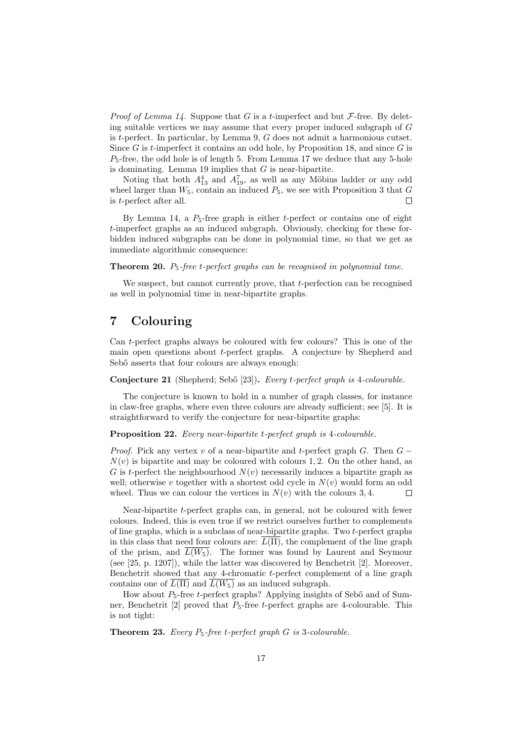*Proof of Lemma 14.* Suppose that $G$ is a $t$-imperfect and but $\mathcal{F}$-free. By deleting suitable vertices we may assume that every proper induced subgraph of $G$ is $t$-perfect. In particular, by Lemma 9, $G$ does not admit a harmonious cutset. Since $G$ is $t$-imperfect it contains an odd hole, by Proposition 18, and since $G$ is $P_5$-free, the odd hole is of length 5. From Lemma 17 we deduce that any 5-hole is dominating. Lemma 19 implies that $G$ is near-bipartite.

Noting that both $A_{13}^4$ and $A_{19}^7$, as well as any Möbius ladder or any odd wheel larger than $W_5$, contain an induced $P_5$, we see with Proposition 3 that $G$ is $t$-perfect after all. $\square$

By Lemma 14, a $P_5$-free graph is either $t$-perfect or contains one of eight $t$-imperfect graphs as an induced subgraph. Obviously, checking for these forbidden induced subgraphs can be done in polynomial time, so that we get as immediate algorithmic consequence:

**Theorem 20.** *$P_5$-free $t$-perfect graphs can be recognised in polynomial time.*

We suspect, but cannot currently prove, that $t$-perfection can be recognised as well in polynomial time in near-bipartite graphs.

# 7 Colouring

Can $t$-perfect graphs always be coloured with few colours? This is one of the main open questions about $t$-perfect graphs. A conjecture by Shepherd and Sebő asserts that four colours are always enough:

**Conjecture 21** (Shepherd; Sebő [23])**.** *Every $t$-perfect graph is 4-colourable.*

The conjecture is known to hold in a number of graph classes, for instance in claw-free graphs, where even three colours are already sufficient; see [5]. It is straightforward to verify the conjecture for near-bipartite graphs:

**Proposition 22.** *Every near-bipartite $t$-perfect graph is 4-colourable.*

*Proof.* Pick any vertex $v$ of a near-bipartite and $t$-perfect graph $G$. Then $G - N(v)$ is bipartite and may be coloured with colours $1, 2$. On the other hand, as $G$ is $t$-perfect the neighbourhood $N(v)$ necessarily induces a bipartite graph as well; otherwise $v$ together with a shortest odd cycle in $N(v)$ would form an odd wheel. Thus we can colour the vertices in $N(v)$ with the colours $3, 4$. $\square$

Near-bipartite $t$-perfect graphs can, in general, not be coloured with fewer colours. Indeed, this is even true if we restrict ourselves further to complements of line graphs, which is a subclass of near-bipartite graphs. Two $t$-perfect graphs in this class that need four colours are: $\overline{L(\Pi)}$, the complement of the line graph of the prism, and $\overline{L(W_5)}$. The former was found by Laurent and Seymour (see [25, p. 1207]), while the latter was discovered by Benchetrit [2]. Moreover, Benchetrit showed that any 4-chromatic $t$-perfect complement of a line graph contains one of $\overline{L(\Pi)}$ and $\overline{L(W_5)}$ as an induced subgraph.

How about $P_5$-free $t$-perfect graphs? Applying insights of Sebő and of Sumner, Benchetrit [2] proved that $P_5$-free $t$-perfect graphs are 4-colourable. This is not tight:

**Theorem 23.** *Every $P_5$-free $t$-perfect graph $G$ is 3-colourable.*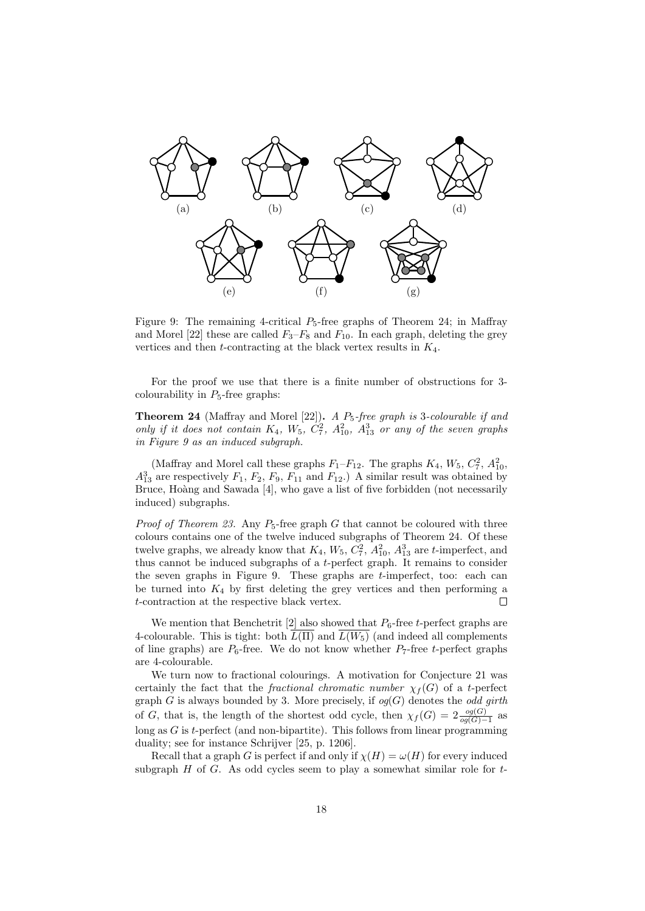(a) (b) (c) (d)

(e) (f) (g)

Figure 9: The remaining 4-critical $P_5$-free graphs of Theorem 24; in Maffray and Morel [22] these are called $F_3$–$F_8$ and $F_{10}$. In each graph, deleting the grey vertices and then $t$-contracting at the black vertex results in $K_4$.

For the proof we use that there is a finite number of obstructions for 3-colourability in $P_5$-free graphs:

**Theorem 24** (Maffray and Morel [22])**.** *A $P_5$-free graph is 3-colourable if and only if it does not contain $K_4$, $W_5$, $C_7^2$, $A_{10}^2$, $A_{13}^3$ or any of the seven graphs in Figure 9 as an induced subgraph.*

(Maffray and Morel call these graphs $F_1$–$F_{12}$. The graphs $K_4$, $W_5$, $C_7^2$, $A_{10}^2$, $A_{13}^3$ are respectively $F_1$, $F_2$, $F_9$, $F_{11}$ and $F_{12}$.) A similar result was obtained by Bruce, Hoàng and Sawada [4], who gave a list of five forbidden (not necessarily induced) subgraphs.

*Proof of Theorem 23.* Any $P_5$-free graph $G$ that cannot be coloured with three colours contains one of the twelve induced subgraphs of Theorem 24. Of these twelve graphs, we already know that $K_4$, $W_5$, $C_7^2$, $A_{10}^2$, $A_{13}^3$ are $t$-imperfect, and thus cannot be induced subgraphs of a $t$-perfect graph. It remains to consider the seven graphs in Figure 9. These graphs are $t$-imperfect, too: each can be turned into $K_4$ by first deleting the grey vertices and then performing a $t$-contraction at the respective black vertex. □

We mention that Benchetrit [2] also showed that $P_6$-free $t$-perfect graphs are 4-colourable. This is tight: both $\overline{L(\Pi)}$ and $\overline{L(W_5)}$ (and indeed all complements of line graphs) are $P_6$-free. We do not know whether $P_7$-free $t$-perfect graphs are 4-colourable.

We turn now to fractional colourings. A motivation for Conjecture 21 was certainly the fact that the *fractional chromatic number* $\chi_f(G)$ of a $t$-perfect graph $G$ is always bounded by 3. More precisely, if $og(G)$ denotes the *odd girth* of $G$, that is, the length of the shortest odd cycle, then $\chi_f(G) = 2\frac{og(G)}{og(G)-1}$ as long as $G$ is $t$-perfect (and non-bipartite). This follows from linear programming duality; see for instance Schrijver [25, p. 1206].

Recall that a graph $G$ is perfect if and only if $\chi(H) = \omega(H)$ for every induced subgraph $H$ of $G$. As odd cycles seem to play a somewhat similar role for $t$-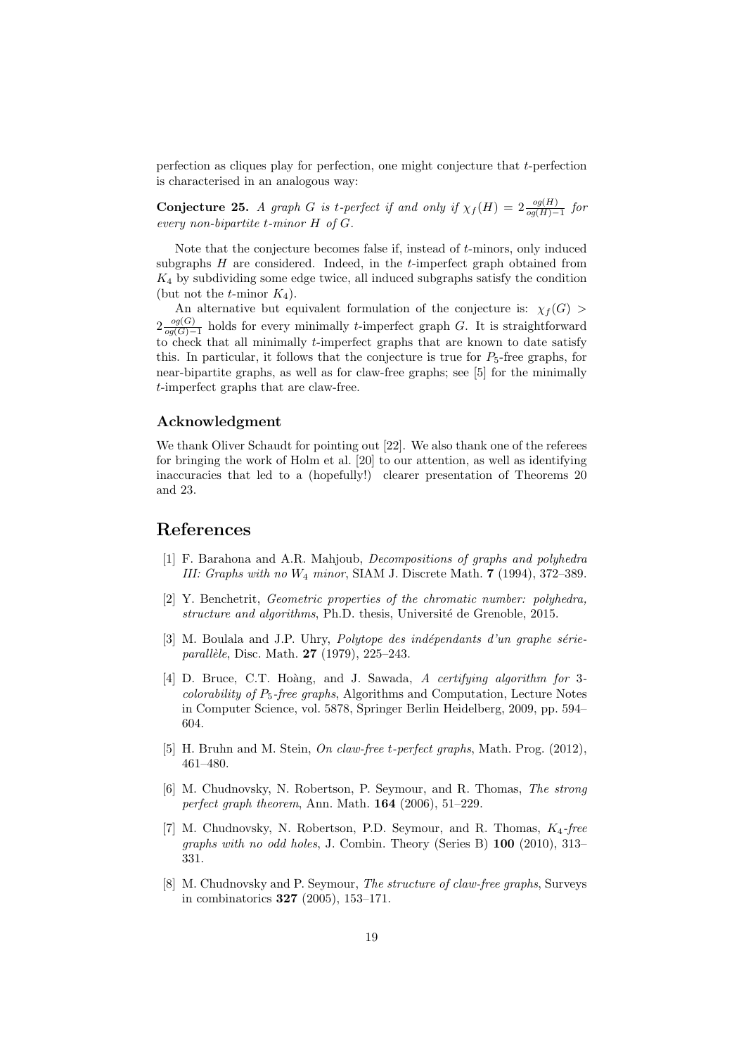perfection as cliques play for perfection, one might conjecture that $t$-perfection is characterised in an analogous way:

**Conjecture 25.** *A graph $G$ is $t$-perfect if and only if $\chi_f(H) = 2\frac{og(H)}{og(H)-1}$ for every non-bipartite $t$-minor $H$ of $G$.*

Note that the conjecture becomes false if, instead of $t$-minors, only induced subgraphs $H$ are considered. Indeed, in the $t$-imperfect graph obtained from $K_4$ by subdividing some edge twice, all induced subgraphs satisfy the condition (but not the $t$-minor $K_4$).

An alternative but equivalent formulation of the conjecture is: $\chi_f(G) > 2\frac{og(G)}{og(G)-1}$ holds for every minimally $t$-imperfect graph $G$. It is straightforward to check that all minimally $t$-imperfect graphs that are known to date satisfy this. In particular, it follows that the conjecture is true for $P_5$-free graphs, for near-bipartite graphs, as well as for claw-free graphs; see [5] for the minimally $t$-imperfect graphs that are claw-free.

### Acknowledgment

We thank Oliver Schaudt for pointing out [22]. We also thank one of the referees for bringing the work of Holm et al. [20] to our attention, as well as identifying inaccuracies that led to a (hopefully!) clearer presentation of Theorems 20 and 23.

## References

[1] F. Barahona and A.R. Mahjoub, *Decompositions of graphs and polyhedra III: Graphs with no $W_4$ minor*, SIAM J. Discrete Math. **7** (1994), 372–389.

[2] Y. Benchetrit, *Geometric properties of the chromatic number: polyhedra, structure and algorithms*, Ph.D. thesis, Université de Grenoble, 2015.

[3] M. Boulala and J.P. Uhry, *Polytope des indépendants d'un graphe série-parallèle*, Disc. Math. **27** (1979), 225–243.

[4] D. Bruce, C.T. Hoàng, and J. Sawada, *A certifying algorithm for 3-colorability of $P_5$-free graphs*, Algorithms and Computation, Lecture Notes in Computer Science, vol. 5878, Springer Berlin Heidelberg, 2009, pp. 594–604.

[5] H. Bruhn and M. Stein, *On claw-free t-perfect graphs*, Math. Prog. (2012), 461–480.

[6] M. Chudnovsky, N. Robertson, P. Seymour, and R. Thomas, *The strong perfect graph theorem*, Ann. Math. **164** (2006), 51–229.

[7] M. Chudnovsky, N. Robertson, P.D. Seymour, and R. Thomas, *$K_4$-free graphs with no odd holes*, J. Combin. Theory (Series B) **100** (2010), 313–331.

[8] M. Chudnovsky and P. Seymour, *The structure of claw-free graphs*, Surveys in combinatorics **327** (2005), 153–171.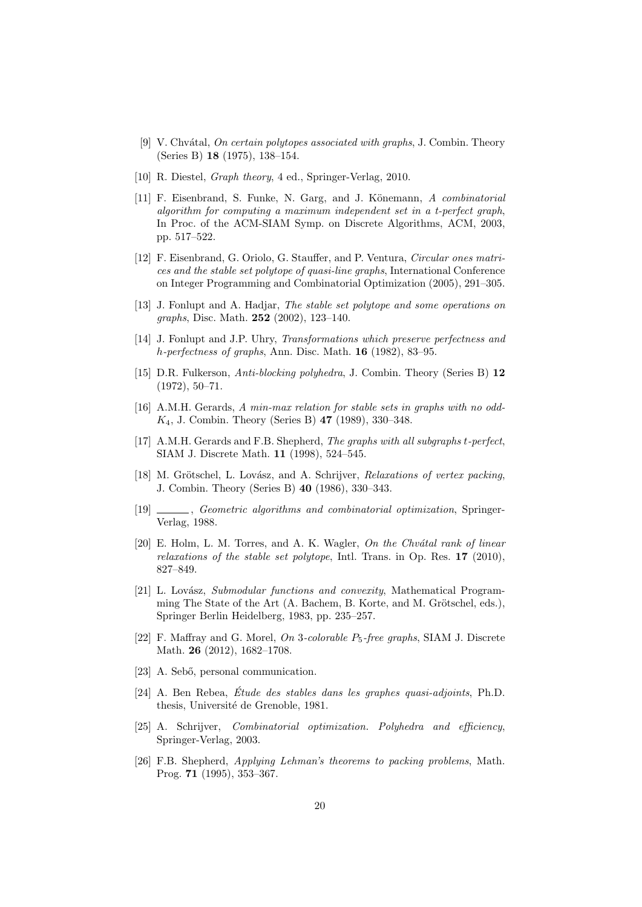[9] V. Chvátal, *On certain polytopes associated with graphs*, J. Combin. Theory (Series B) **18** (1975), 138–154.

[10] R. Diestel, *Graph theory*, 4 ed., Springer-Verlag, 2010.

[11] F. Eisenbrand, S. Funke, N. Garg, and J. Könemann, *A combinatorial algorithm for computing a maximum independent set in a t-perfect graph*, In Proc. of the ACM-SIAM Symp. on Discrete Algorithms, ACM, 2003, pp. 517–522.

[12] F. Eisenbrand, G. Oriolo, G. Stauffer, and P. Ventura, *Circular ones matrices and the stable set polytope of quasi-line graphs*, International Conference on Integer Programming and Combinatorial Optimization (2005), 291–305.

[13] J. Fonlupt and A. Hadjar, *The stable set polytope and some operations on graphs*, Disc. Math. **252** (2002), 123–140.

[14] J. Fonlupt and J.P. Uhry, *Transformations which preserve perfectness and h-perfectness of graphs*, Ann. Disc. Math. **16** (1982), 83–95.

[15] D.R. Fulkerson, *Anti-blocking polyhedra*, J. Combin. Theory (Series B) **12** (1972), 50–71.

[16] A.M.H. Gerards, *A min-max relation for stable sets in graphs with no odd-$K_4$*, J. Combin. Theory (Series B) **47** (1989), 330–348.

[17] A.M.H. Gerards and F.B. Shepherd, *The graphs with all subgraphs t-perfect*, SIAM J. Discrete Math. **11** (1998), 524–545.

[18] M. Grötschel, L. Lovász, and A. Schrijver, *Relaxations of vertex packing*, J. Combin. Theory (Series B) **40** (1986), 330–343.

[19] ______, *Geometric algorithms and combinatorial optimization*, Springer-Verlag, 1988.

[20] E. Holm, L. M. Torres, and A. K. Wagler, *On the Chvátal rank of linear relaxations of the stable set polytope*, Intl. Trans. in Op. Res. **17** (2010), 827–849.

[21] L. Lovász, *Submodular functions and convexity*, Mathematical Programming The State of the Art (A. Bachem, B. Korte, and M. Grötschel, eds.), Springer Berlin Heidelberg, 1983, pp. 235–257.

[22] F. Maffray and G. Morel, *On 3-colorable $P_5$-free graphs*, SIAM J. Discrete Math. **26** (2012), 1682–1708.

[23] A. Sebő, personal communication.

[24] A. Ben Rebea, *Étude des stables dans les graphes quasi-adjoints*, Ph.D. thesis, Université de Grenoble, 1981.

[25] A. Schrijver, *Combinatorial optimization. Polyhedra and efficiency*, Springer-Verlag, 2003.

[26] F.B. Shepherd, *Applying Lehman's theorems to packing problems*, Math. Prog. **71** (1995), 353–367.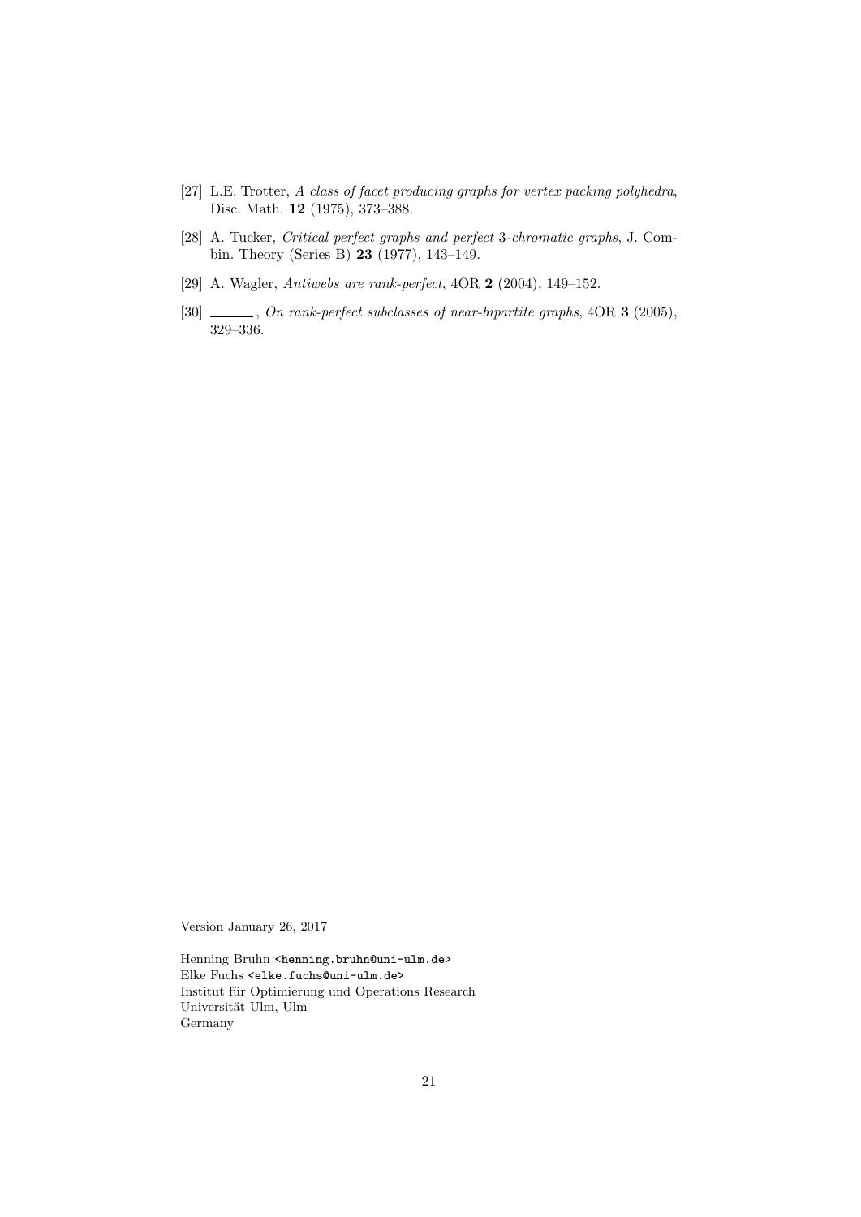[27] L.E. Trotter, *A class of facet producing graphs for vertex packing polyhedra*, Disc. Math. **12** (1975), 373–388.

[28] A. Tucker, *Critical perfect graphs and perfect* 3*-chromatic graphs*, J. Combin. Theory (Series B) **23** (1977), 143–149.

[29] A. Wagler, *Antiwebs are rank-perfect*, 4OR **2** (2004), 149–152.

[30] ______, *On rank-perfect subclasses of near-bipartite graphs*, 4OR **3** (2005), 329–336.

Version January 26, 2017

Henning Bruhn <henning.bruhn@uni-ulm.de>
Elke Fuchs <elke.fuchs@uni-ulm.de>
Institut für Optimierung und Operations Research
Universität Ulm, Ulm
Germany